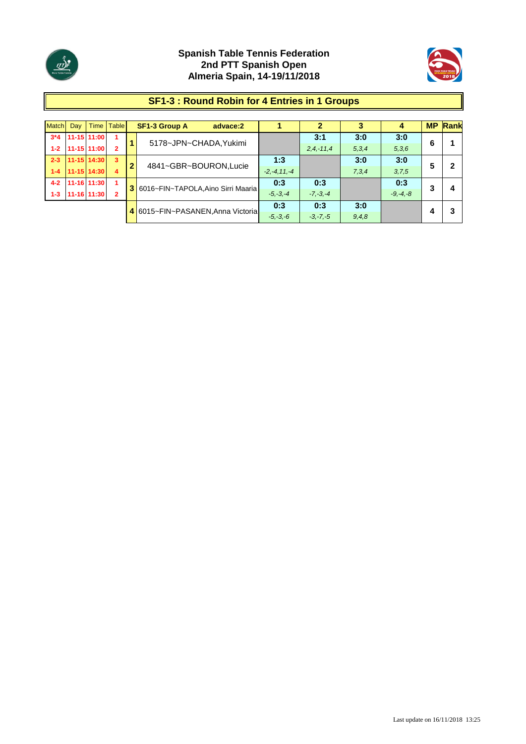**Spanish Table Tennis Federation**
**2nd PTT Spanish Open**
**Almeria Spain, 14-19/11/2018**

## SF1-3 : Round Robin for 4 Entries in 1 Groups

| Match | Day | Time | Table |
|---|---|---|---|
| 3*4 | 11-15 | 11:00 | 1 |
| 1-2 | 11-15 | 11:00 | 2 |
| 2-3 | 11-15 | 14:30 | 3 |
| 1-4 | 11-15 | 14:30 | 4 |
| 4-2 | 11-16 | 11:30 | 1 |
| 1-3 | 11-16 | 11:30 | 2 |

| | SF1-3 Group A advace:2 | 1 | 2 | 3 | 4 | MP | Rank |
|---|---|---|---|---|---|---|---|
| 1 | 5178~JPN~CHADA,Yukimi | | 3:1 *2,4,-11,4* | 3:0 *5,3,4* | 3:0 *5,3,6* | 6 | 1 |
| 2 | 4841~GBR~BOURON,Lucie | 1:3 *-2,-4,11,-4* | | 3:0 *7,3,4* | 3:0 *3,7,5* | 5 | 2 |
| 3 | 6016~FIN~TAPOLA,Aino Sirri Maaria | 0:3 *-5,-3,-4* | 0:3 *-7,-3,-4* | | 0:3 *-9,-4,-8* | 3 | 4 |
| 4 | 6015~FIN~PASANEN,Anna Victoria | 0:3 *-5,-3,-6* | 0:3 *-3,-7,-5* | 3:0 *9,4,8* | | 4 | 3 |

Last update on 16/11/2018 13:25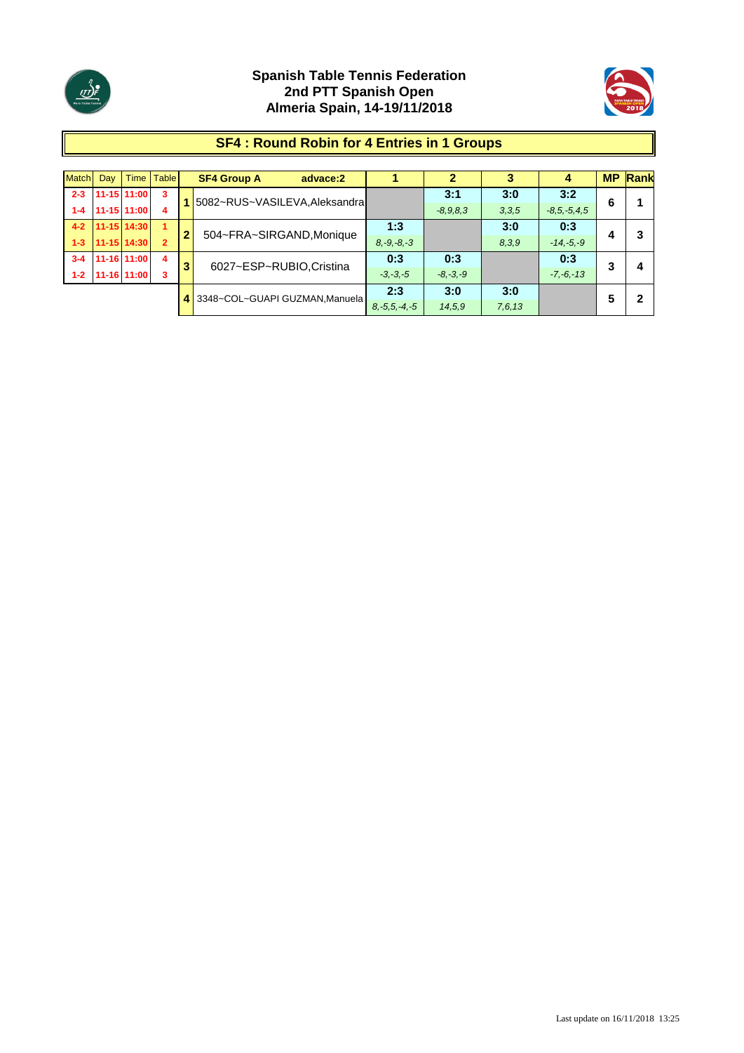# Spanish Table Tennis Federation
## 2nd PTT Spanish Open
## Almeria Spain, 14-19/11/2018

## SF4 : Round Robin for 4 Entries in 1 Groups

| Match | Day | Time | Table |
|---|---|---|---|
| 2-3 | 11-15 | 11:00 | 3 |
| 1-4 | 11-15 | 11:00 | 4 |
| 4-2 | 11-15 | 14:30 | 1 |
| 1-3 | 11-15 | 14:30 | 2 |
| 3-4 | 11-16 | 11:00 | 4 |
| 1-2 | 11-16 | 11:00 | 3 |

| | SF4 Group A advace:2 | 1 | 2 | 3 | 4 | MP | Rank |
|---|---|---|---|---|---|---|---|
| 1 | 5082~RUS~VASILEVA,Aleksandra | | 3:1 *-8,9,8,3* | 3:0 *3,3,5* | 3:2 *-8,5,-5,4,5* | 6 | 1 |
| 2 | 504~FRA~SIRGAND,Monique | 1:3 *8,-9,-8,-3* | | 3:0 *8,3,9* | 0:3 *-14,-5,-9* | 4 | 3 |
| 3 | 6027~ESP~RUBIO,Cristina | 0:3 *-3,-3,-5* | 0:3 *-8,-3,-9* | | 0:3 *-7,-6,-13* | 3 | 4 |
| 4 | 3348~COL~GUAPI GUZMAN,Manuela | 2:3 *8,-5,5,-4,-5* | 3:0 *14,5,9* | 3:0 *7,6,13* | | 5 | 2 |

Last update on 16/11/2018 13:25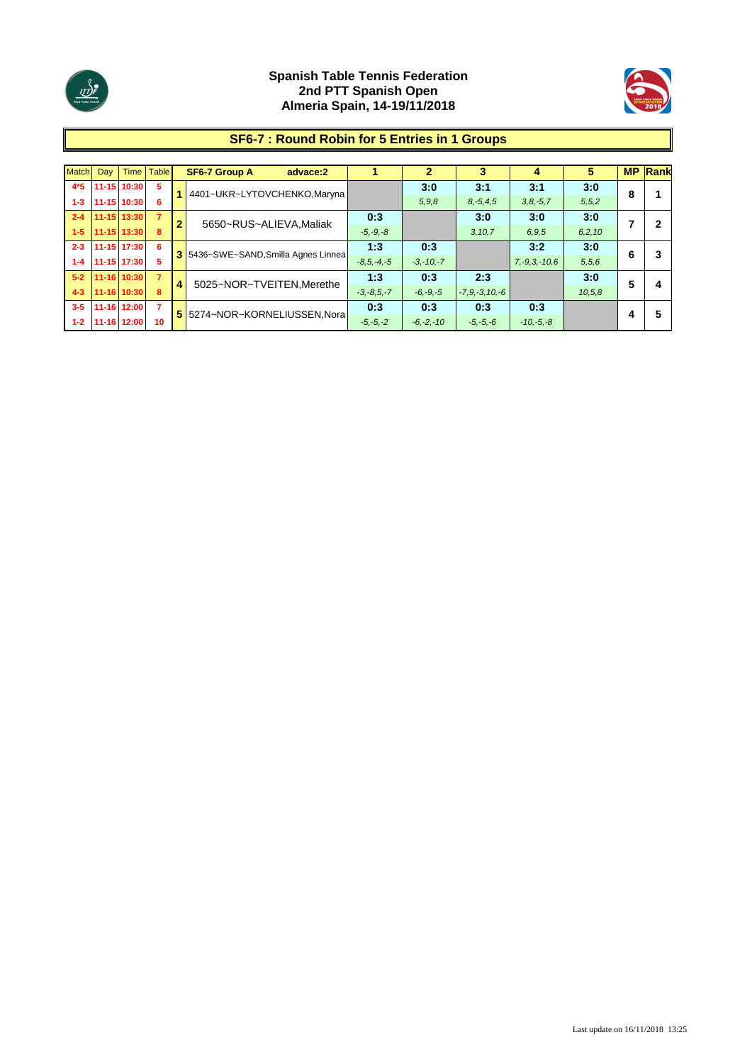**Spanish Table Tennis Federation**
**2nd PTT Spanish Open**
**Almeria Spain, 14-19/11/2018**

## SF6-7 : Round Robin for 5 Entries in 1 Groups

| Match | Day | Time | Table | | SF6-7 Group A advace:2 | 1 | 2 | 3 | 4 | 5 | MP | Rank |
|---|---|---|---|---|---|---|---|---|---|---|---|---|
| 4*5 | 11-15 | 10:30 | 5 | 1 | 4401~UKR~LYTOVCHENKO,Maryna | | 3:0 | 3:1 | 3:1 | 3:0 | 8 | 1 |
| 1-3 | 11-15 | 10:30 | 6 | | | | *5,9,8* | *8,-5,4,5* | *3,8,-5,7* | *5,5,2* | | |
| 2-4 | 11-15 | 13:30 | 7 | 2 | 5650~RUS~ALIEVA,Maliak | 0:3 | | 3:0 | 3:0 | 3:0 | 7 | 2 |
| 1-5 | 11-15 | 13:30 | 8 | | | *-5,-9,-8* | | *3,10,7* | *6,9,5* | *6,2,10* | | |
| 2-3 | 11-15 | 17:30 | 6 | 3 | 5436~SWE~SAND,Smilla Agnes Linnea | 1:3 | 0:3 | | 3:2 | 3:0 | 6 | 3 |
| 1-4 | 11-15 | 17:30 | 5 | | | *-8,5,-4,-5* | *-3,-10,-7* | | *7,-9,3,-10,6* | *5,5,6* | | |
| 5-2 | 11-16 | 10:30 | 7 | 4 | 5025~NOR~TVEITEN,Merethe | 1:3 | 0:3 | 2:3 | | 3:0 | 5 | 4 |
| 4-3 | 11-16 | 10:30 | 8 | | | *-3,-8,5,-7* | *-6,-9,-5* | *-7,9,-3,10,-6* | | *10,5,8* | | |
| 3-5 | 11-16 | 12:00 | 7 | 5 | 5274~NOR~KORNELIUSSEN,Nora | 0:3 | 0:3 | 0:3 | 0:3 | | 4 | 5 |
| 1-2 | 11-16 | 12:00 | 10 | | | *-5,-5,-2* | *-6,-2,-10* | *-5,-5,-6* | *-10,-5,-8* | | | |

Last update on 16/11/2018 13:25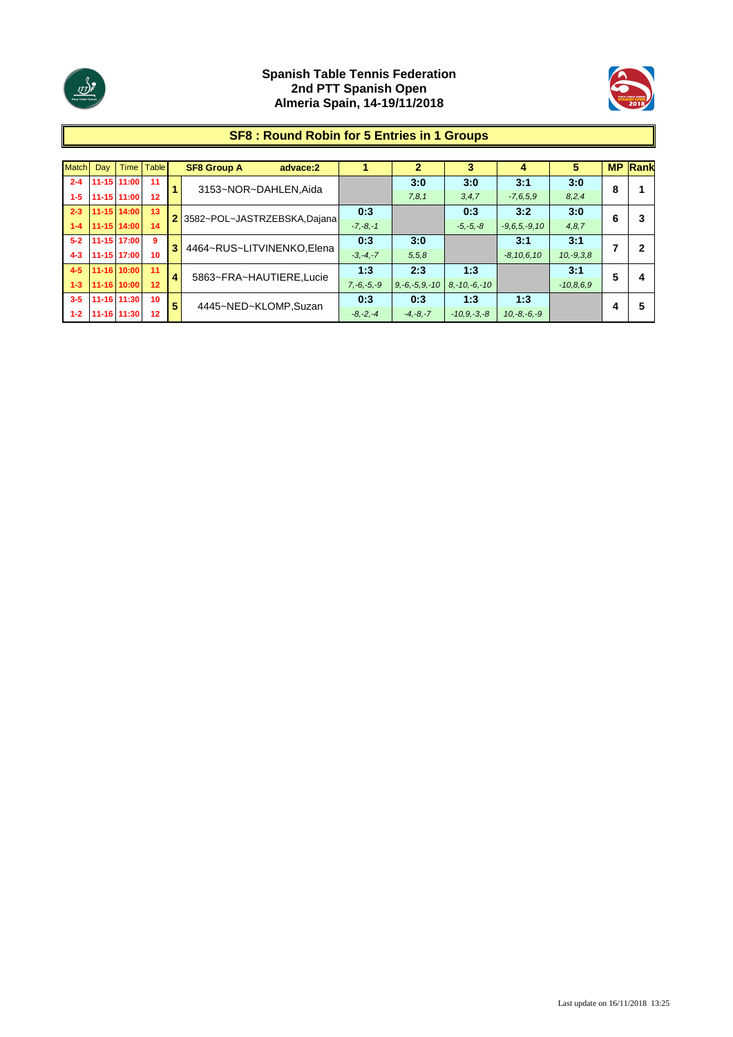**Spanish Table Tennis Federation**
**2nd PTT Spanish Open**
**Almeria Spain, 14-19/11/2018**

## SF8 : Round Robin for 5 Entries in 1 Groups

| Match | Day | Time | Table | | SF8 Group A advace:2 | 1 | 2 | 3 | 4 | 5 | MP | Rank |
|---|---|---|---|---|---|---|---|---|---|---|---|---|
| 2-4 | 11-15 | 11:00 | 11 | 1 | 3153~NOR~DAHLEN,Aida | | 3:0 | 3:0 | 3:1 | 3:0 | 8 | 1 |
| 1-5 | 11-15 | 11:00 | 12 | | | | 7,8,1 | 3,4,7 | -7,6,5,9 | 8,2,4 | | |
| 2-3 | 11-15 | 14:00 | 13 | 2 | 3582~POL~JASTRZEBSKA,Dajana | 0:3 | | 0:3 | 3:2 | 3:0 | 6 | 3 |
| 1-4 | 11-15 | 14:00 | 14 | | | -7,-8,-1 | | -5,-5,-8 | -9,6,5,-9,10 | 4,8,7 | | |
| 5-2 | 11-15 | 17:00 | 9 | 3 | 4464~RUS~LITVINENKO,Elena | 0:3 | 3:0 | | 3:1 | 3:1 | 7 | 2 |
| 4-3 | 11-15 | 17:00 | 10 | | | -3,-4,-7 | 5,5,8 | | -8,10,6,10 | 10,-9,3,8 | | |
| 4-5 | 11-16 | 10:00 | 11 | 4 | 5863~FRA~HAUTIERE,Lucie | 1:3 | 2:3 | 1:3 | | 3:1 | 5 | 4 |
| 1-3 | 11-16 | 10:00 | 12 | | | 7,-6,-5,-9 | 9,-6,-5,9,-10 | 8,-10,-6,-10 | | -10,8,6,9 | | |
| 3-5 | 11-16 | 11:30 | 10 | 5 | 4445~NED~KLOMP,Suzan | 0:3 | 0:3 | 1:3 | 1:3 | | 4 | 5 |
| 1-2 | 11-16 | 11:30 | 12 | | | -8,-2,-4 | -4,-8,-7 | -10,9,-3,-8 | 10,-8,-6,-9 | | | |

Last update on 16/11/2018 13:25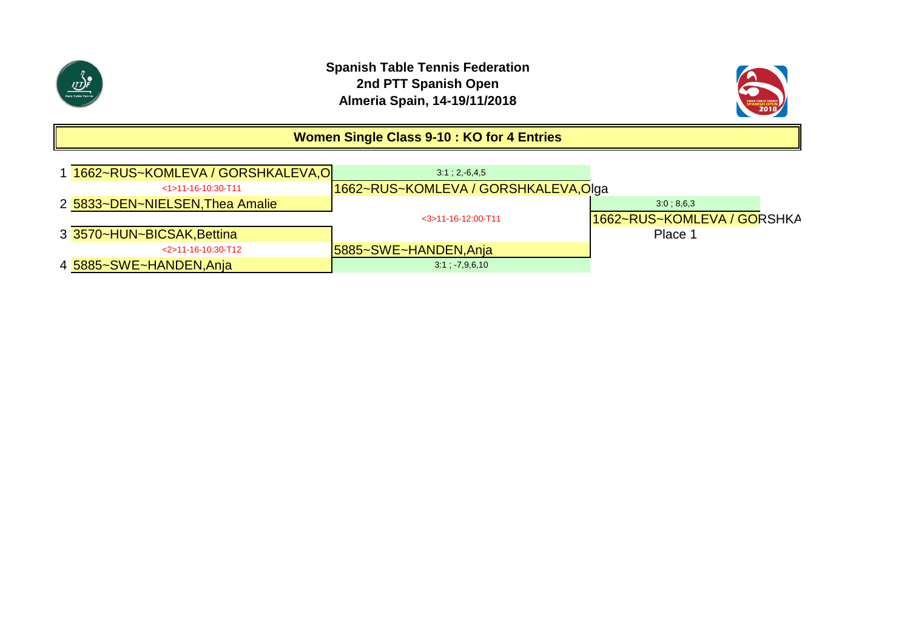**Spanish Table Tennis Federation**
**2nd PTT Spanish Open**
**Almeria Spain, 14-19/11/2018**

## Women Single Class 9-10 : KO for 4 Entries

1 1662~RUS~KOMLEVA / GORSHKALEVA,O

<1>11-16-10:30-T11

2 5833~DEN~NIELSEN,Thea Amalie

3 3570~HUN~BICSAK,Bettina

<2>11-16-10:30-T12

4 5885~SWE~HANDEN,Anja

3:1 ; 2,-6,4,5

1662~RUS~KOMLEVA / GORSHKALEVA,Olga

<3>11-16-12:00-T11

5885~SWE~HANDEN,Anja

3:1 ; -7,9,6,10

3:0 ; 8,6,3

1662~RUS~KOMLEVA / GORSHKA

Place 1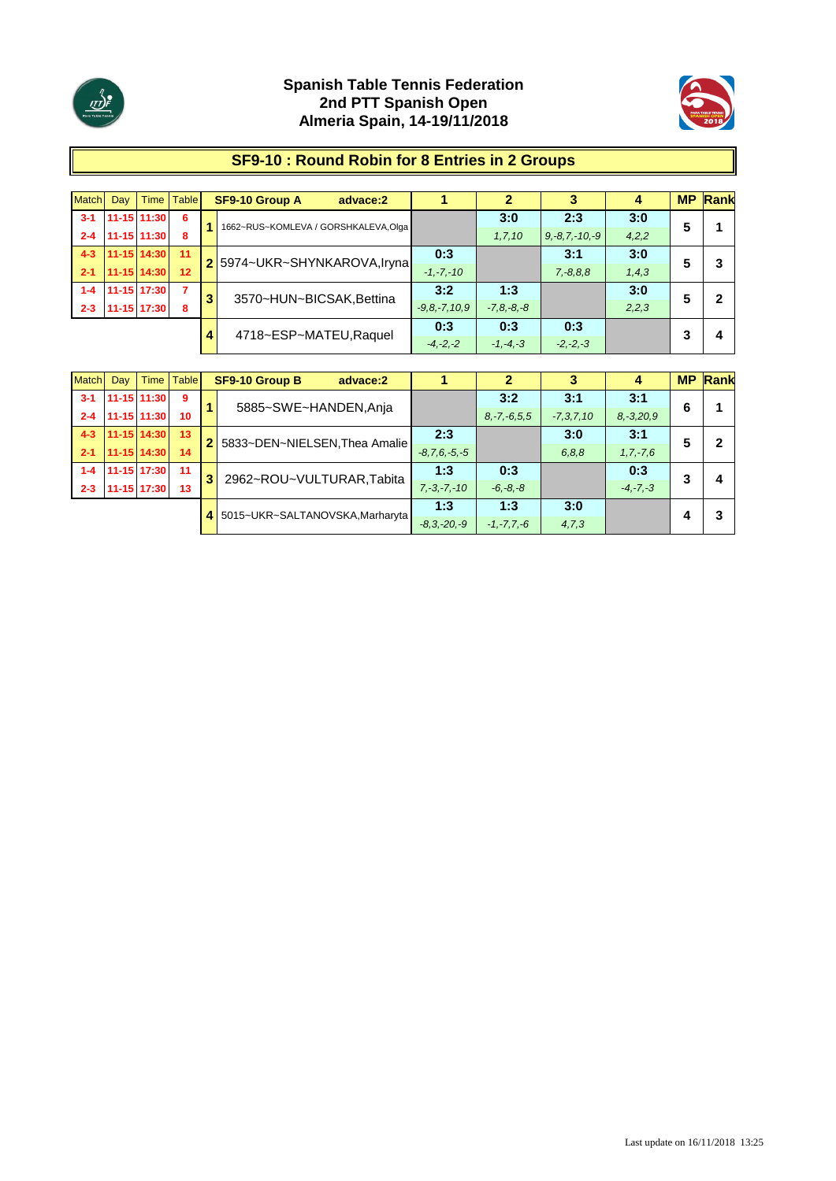# Spanish Table Tennis Federation
## 2nd PTT Spanish Open
## Almeria Spain, 14-19/11/2018

### SF9-10 : Round Robin for 8 Entries in 2 Groups

| Match | Day | Time | Table | | SF9-10 Group A advace:2 | 1 | 2 | 3 | 4 | MP | Rank |
|---|---|---|---|---|---|---|---|---|---|---|---|
| 3-1 | 11-15 | 11:30 | 6 | 1 | 1662~RUS~KOMLEVA / GORSHKALEVA,Olga | | 3:0 | 2:3 | 3:0 | 5 | 1 |
| 2-4 | 11-15 | 11:30 | 8 | | | | 1,7,10 | 9,-8,7,-10,-9 | 4,2,2 | | |
| 4-3 | 11-15 | 14:30 | 11 | 2 | 5974~UKR~SHYNKAROVA,Iryna | 0:3 | | 3:1 | 3:0 | 5 | 3 |
| 2-1 | 11-15 | 14:30 | 12 | | | -1,-7,-10 | | 7,-8,8,8 | 1,4,3 | | |
| 1-4 | 11-15 | 17:30 | 7 | 3 | 3570~HUN~BICSAK,Bettina | 3:2 | 1:3 | | 3:0 | 5 | 2 |
| 2-3 | 11-15 | 17:30 | 8 | | | -9,8,-7,10,9 | -7,8,-8,-8 | | 2,2,3 | | |
| | | | | 4 | 4718~ESP~MATEU,Raquel | 0:3 | 0:3 | 0:3 | | 3 | 4 |
| | | | | | | -4,-2,-2 | -1,-4,-3 | -2,-2,-3 | | | |

| Match | Day | Time | Table | | SF9-10 Group B advace:2 | 1 | 2 | 3 | 4 | MP | Rank |
|---|---|---|---|---|---|---|---|---|---|---|---|
| 3-1 | 11-15 | 11:30 | 9 | 1 | 5885~SWE~HANDEN,Anja | | 3:2 | 3:1 | 3:1 | 6 | 1 |
| 2-4 | 11-15 | 11:30 | 10 | | | | 8,-7,-6,5,5 | -7,3,7,10 | 8,-3,20,9 | | |
| 4-3 | 11-15 | 14:30 | 13 | 2 | 5833~DEN~NIELSEN,Thea Amalie | 2:3 | | 3:0 | 3:1 | 5 | 2 |
| 2-1 | 11-15 | 14:30 | 14 | | | -8,7,6,-5,-5 | | 6,8,8 | 1,7,-7,6 | | |
| 1-4 | 11-15 | 17:30 | 11 | 3 | 2962~ROU~VULTURAR,Tabita | 1:3 | 0:3 | | 0:3 | 3 | 4 |
| 2-3 | 11-15 | 17:30 | 13 | | | 7,-3,-7,-10 | -6,-8,-8 | | -4,-7,-3 | | |
| | | | | 4 | 5015~UKR~SALTANOVSKA,Marharyta | 1:3 | 1:3 | 3:0 | | 4 | 3 |
| | | | | | | -8,3,-20,-9 | -1,-7,7,-6 | 4,7,3 | | | |

Last update on 16/11/2018 13:25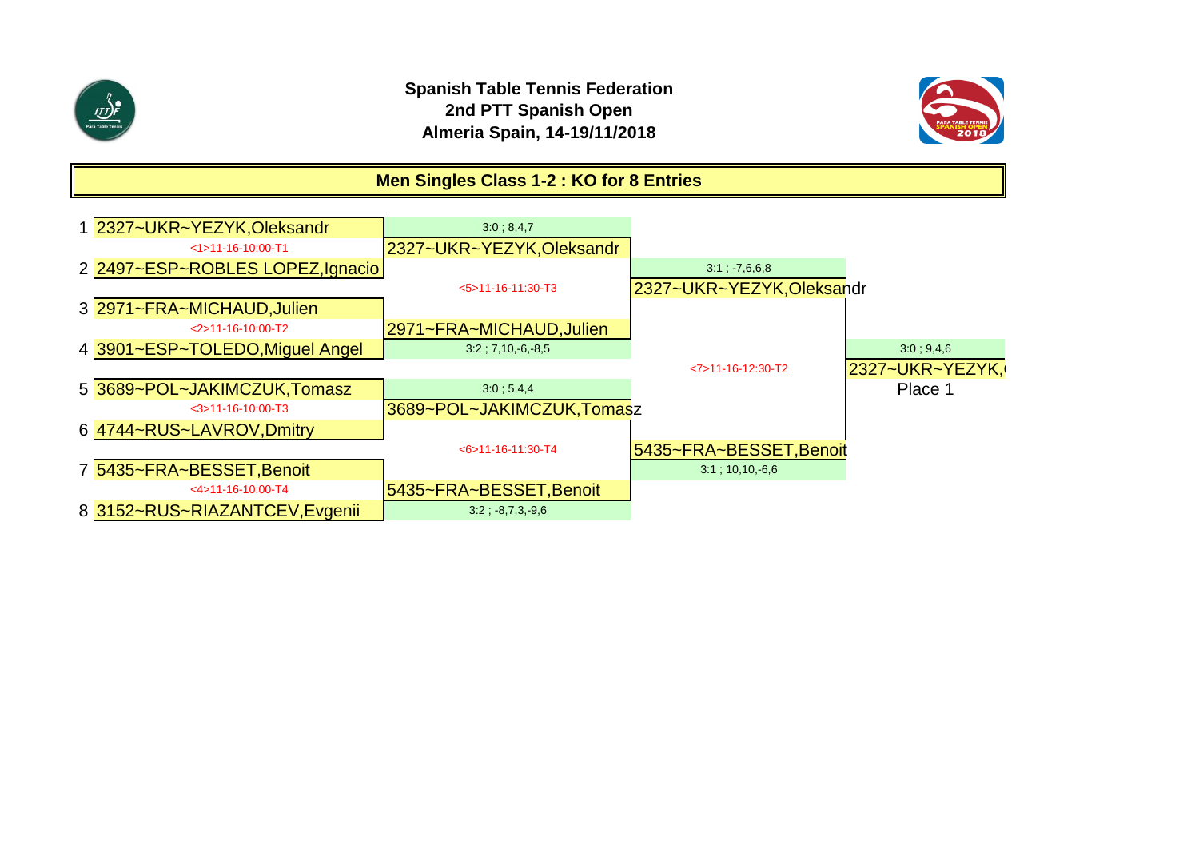**Spanish Table Tennis Federation**
**2nd PTT Spanish Open**
**Almeria Spain, 14-19/11/2018**

## Men Singles Class 1-2 : KO for 8 Entries

| # | First Round | Quarterfinal Winners | Semifinal Winners | Final |
|---|---|---|---|---|
| 1 | 2327~UKR~YEZYK,Oleksandr | | | |
| | <1>11-16-10:00-T1 | 3:0 ; 8,4,7 | | |
| 2 | 2497~ESP~ROBLES LOPEZ,Ignacio | 2327~UKR~YEZYK,Oleksandr | | |
| | | <5>11-16-11:30-T3 | 3:1 ; -7,6,6,8 | |
| 3 | 2971~FRA~MICHAUD,Julien | | 2327~UKR~YEZYK,Oleksandr | |
| | <2>11-16-10:00-T2 | 2971~FRA~MICHAUD,Julien | | |
| 4 | 3901~ESP~TOLEDO,Miguel Angel | 3:2 ; 7,10,-6,-8,5 | | |
| | | | <7>11-16-12:30-T2 | 3:0 ; 9,4,6 |
| | | | | 2327~UKR~YEZYK,( |
| | | | | Place 1 |
| 5 | 3689~POL~JAKIMCZUK,Tomasz | 3:0 ; 5,4,4 | | |
| | <3>11-16-10:00-T3 | 3689~POL~JAKIMCZUK,Tomasz | | |
| 6 | 4744~RUS~LAVROV,Dmitry | | | |
| | | <6>11-16-11:30-T4 | 5435~FRA~BESSET,Benoit | |
| 7 | 5435~FRA~BESSET,Benoit | | 3:1 ; 10,10,-6,6 | |
| | <4>11-16-10:00-T4 | 5435~FRA~BESSET,Benoit | | |
| 8 | 3152~RUS~RIAZANTCEV,Evgenii | 3:2 ; -8,7,3,-9,6 | | |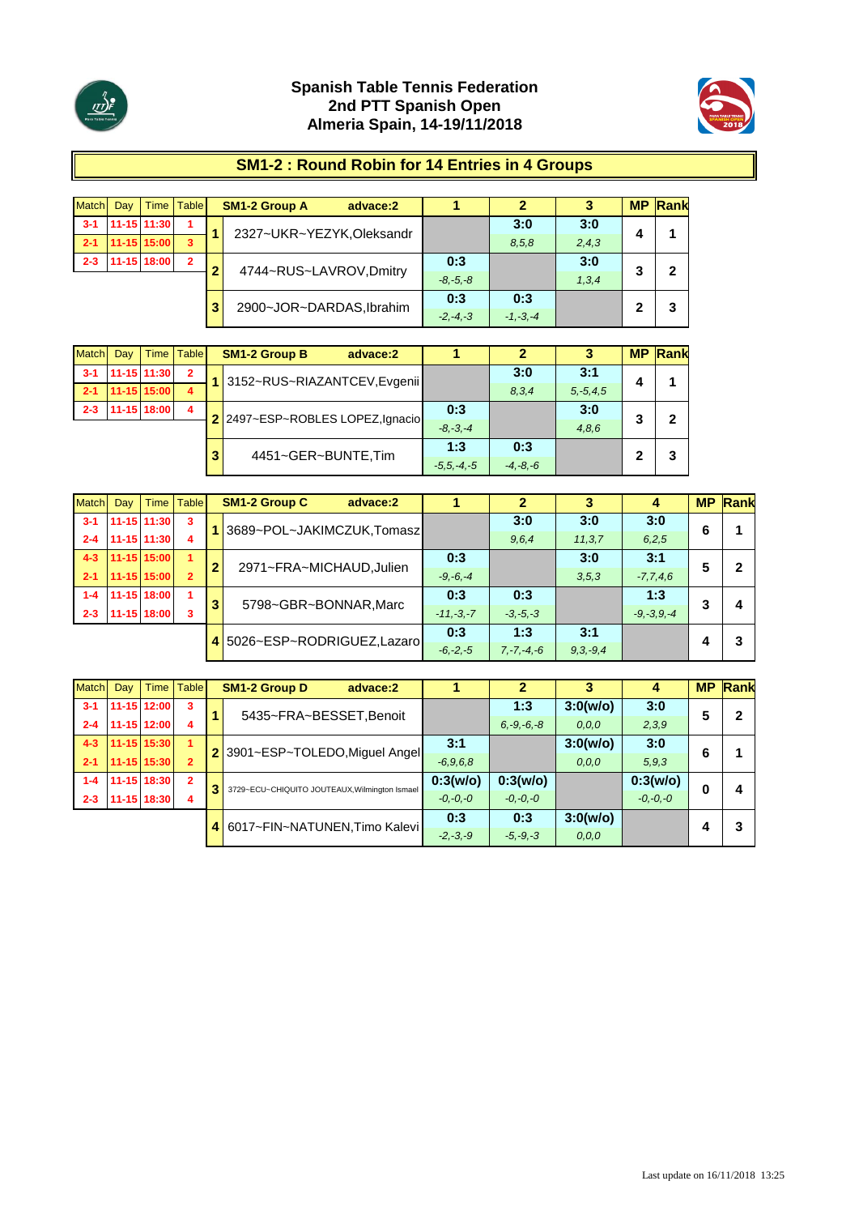# Spanish Table Tennis Federation
## 2nd PTT Spanish Open
## Almeria Spain, 14-19/11/2018

## SM1-2 : Round Robin for 14 Entries in 4 Groups

| Match | Day | Time | Table |
|---|---|---|---|
| 3-1 | 11-15 | 11:30 | 1 |
| 2-1 | 11-15 | 15:00 | 3 |
| 2-3 | 11-15 | 18:00 | 2 |

| | SM1-2 Group A advace:2 | 1 | 2 | 3 | MP | Rank |
|---|---|---|---|---|---|---|
| 1 | 2327~UKR~YEZYK,Oleksandr | | 3:0 (8,5,8) | 3:0 (2,4,3) | 4 | 1 |
| 2 | 4744~RUS~LAVROV,Dmitry | 0:3 (-8,-5,-8) | | 3:0 (1,3,4) | 3 | 2 |
| 3 | 2900~JOR~DARDAS,Ibrahim | 0:3 (-2,-4,-3) | 0:3 (-1,-3,-4) | | 2 | 3 |

| Match | Day | Time | Table |
|---|---|---|---|
| 3-1 | 11-15 | 11:30 | 2 |
| 2-1 | 11-15 | 15:00 | 4 |
| 2-3 | 11-15 | 18:00 | 4 |

| | SM1-2 Group B advace:2 | 1 | 2 | 3 | MP | Rank |
|---|---|---|---|---|---|---|
| 1 | 3152~RUS~RIAZANTCEV,Evgenii | | 3:0 (8,3,4) | 3:1 (5,-5,4,5) | 4 | 1 |
| 2 | 2497~ESP~ROBLES LOPEZ,Ignacio | 0:3 (-8,-3,-4) | | 3:0 (4,8,6) | 3 | 2 |
| 3 | 4451~GER~BUNTE,Tim | 1:3 (-5,5,-4,-5) | 0:3 (-4,-8,-6) | | 2 | 3 |

| Match | Day | Time | Table |
|---|---|---|---|
| 3-1 | 11-15 | 11:30 | 3 |
| 2-4 | 11-15 | 11:30 | 4 |
| 4-3 | 11-15 | 15:00 | 1 |
| 2-1 | 11-15 | 15:00 | 2 |
| 1-4 | 11-15 | 18:00 | 1 |
| 2-3 | 11-15 | 18:00 | 3 |

| | SM1-2 Group C advace:2 | 1 | 2 | 3 | 4 | MP | Rank |
|---|---|---|---|---|---|---|---|
| 1 | 3689~POL~JAKIMCZUK,Tomasz | | 3:0 (9,6,4) | 3:0 (11,3,7) | 3:0 (6,2,5) | 6 | 1 |
| 2 | 2971~FRA~MICHAUD,Julien | 0:3 (-9,-6,-4) | | 3:0 (3,5,3) | 3:1 (-7,7,4,6) | 5 | 2 |
| 3 | 5798~GBR~BONNAR,Marc | 0:3 (-11,-3,-7) | 0:3 (-3,-5,-3) | | 1:3 (-9,-3,9,-4) | 3 | 4 |
| 4 | 5026~ESP~RODRIGUEZ,Lazaro | 0:3 (-6,-2,-5) | 1:3 (7,-7,-4,-6) | 3:1 (9,3,-9,4) | | 4 | 3 |

| Match | Day | Time | Table |
|---|---|---|---|
| 3-1 | 11-15 | 12:00 | 3 |
| 2-4 | 11-15 | 12:00 | 4 |
| 4-3 | 11-15 | 15:30 | 1 |
| 2-1 | 11-15 | 15:30 | 2 |
| 1-4 | 11-15 | 18:30 | 2 |
| 2-3 | 11-15 | 18:30 | 4 |

| | SM1-2 Group D advace:2 | 1 | 2 | 3 | 4 | MP | Rank |
|---|---|---|---|---|---|---|---|
| 1 | 5435~FRA~BESSET,Benoit | | 1:3 (6,-9,-6,-8) | 3:0(w/o) (0,0,0) | 3:0 (2,3,9) | 5 | 2 |
| 2 | 3901~ESP~TOLEDO,Miguel Angel | 3:1 (-6,9,6,8) | | 3:0(w/o) (0,0,0) | 3:0 (5,9,3) | 6 | 1 |
| 3 | 3729~ECU~CHIQUITO JOUTEAUX,Wilmington Ismael | 0:3(w/o) (-0,-0,-0) | 0:3(w/o) (-0,-0,-0) | | 0:3(w/o) (-0,-0,-0) | 0 | 4 |
| 4 | 6017~FIN~NATUNEN,Timo Kalevi | 0:3 (-2,-3,-9) | 0:3 (-5,-9,-3) | 3:0(w/o) (0,0,0) | | 4 | 3 |

Last update on 16/11/2018 13:25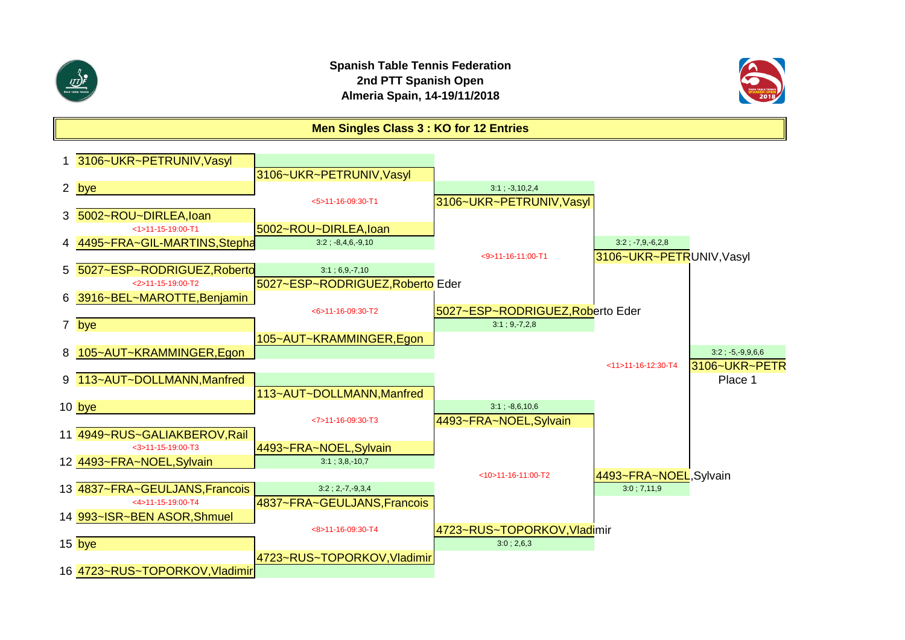**Spanish Table Tennis Federation**
**2nd PTT Spanish Open**
**Almeria Spain, 14-19/11/2018**

## Men Singles Class 3 : KO for 12 Entries

### First Round

| # | Player |
|---|---|
| 1 | 3106~UKR~PETRUNIV,Vasyl |
| 2 | bye |
| 3 | 5002~ROU~DIRLEA,Ioan |
| 4 | 4495~FRA~GIL-MARTINS,Stepha |
| 5 | 5027~ESP~RODRIGUEZ,Roberto |
| 6 | 3916~BEL~MAROTTE,Benjamin |
| 7 | bye |
| 8 | 105~AUT~KRAMMINGER,Egon |
| 9 | 113~AUT~DOLLMANN,Manfred |
| 10 | bye |
| 11 | 4949~RUS~GALIAKBEROV,Rail |
| 12 | 4493~FRA~NOEL,Sylvain |
| 13 | 4837~FRA~GEULJANS,Francois |
| 14 | 993~ISR~BEN ASOR,Shmuel |
| 15 | bye |
| 16 | 4723~RUS~TOPORKOV,Vladimir |

### Round 1 Matches

| Match | Schedule | Players | Winner | Score |
|---|---|---|---|---|
| | | 1 vs 2 | 3106~UKR~PETRUNIV,Vasyl | |
| <1> | 11-15-19:00-T1 | 3 vs 4 | 5002~ROU~DIRLEA,Ioan | 3:2 ; -8,4,6,-9,10 |
| <2> | 11-15-19:00-T2 | 5 vs 6 | 5027~ESP~RODRIGUEZ,Roberto Eder | 3:1 ; 6,9,-7,10 |
| | | 7 vs 8 | 105~AUT~KRAMMINGER,Egon | |
| | | 9 vs 10 | 113~AUT~DOLLMANN,Manfred | |
| <3> | 11-15-19:00-T3 | 11 vs 12 | 4493~FRA~NOEL,Sylvain | 3:1 ; 3,8,-10,7 |
| <4> | 11-15-19:00-T4 | 13 vs 14 | 4837~FRA~GEULJANS,Francois | 3:2 ; 2,-7,-9,3,4 |
| | | 15 vs 16 | 4723~RUS~TOPORKOV,Vladimir | |

### Quarterfinals

| Match | Schedule | Winner | Score |
|---|---|---|---|
| <5> | 11-16-09:30-T1 | 3106~UKR~PETRUNIV,Vasyl | 3:1 ; -3,10,2,4 |
| <6> | 11-16-09:30-T2 | 5027~ESP~RODRIGUEZ,Roberto Eder | 3:1 ; 9,-7,2,8 |
| <7> | 11-16-09:30-T3 | 4493~FRA~NOEL,Sylvain | 3:1 ; -8,6,10,6 |
| <8> | 11-16-09:30-T4 | 4723~RUS~TOPORKOV,Vladimir | 3:0 ; 2,6,3 |

### Semifinals

| Match | Schedule | Winner | Score |
|---|---|---|---|
| <9> | 11-16-11:00-T1 | 3106~UKR~PETRUNIV,Vasyl | 3:2 ; -7,9,-6,2,8 |
| <10> | 11-16-11:00-T2 | 4493~FRA~NOEL,Sylvain | 3:0 ; 7,11,9 |

### Final

| Match | Schedule | Winner | Score |
|---|---|---|---|
| <11> | 11-16-12:30-T4 | 3106~UKR~PETR | 3:2 ; -5,-9,9,6,6 |

Place 1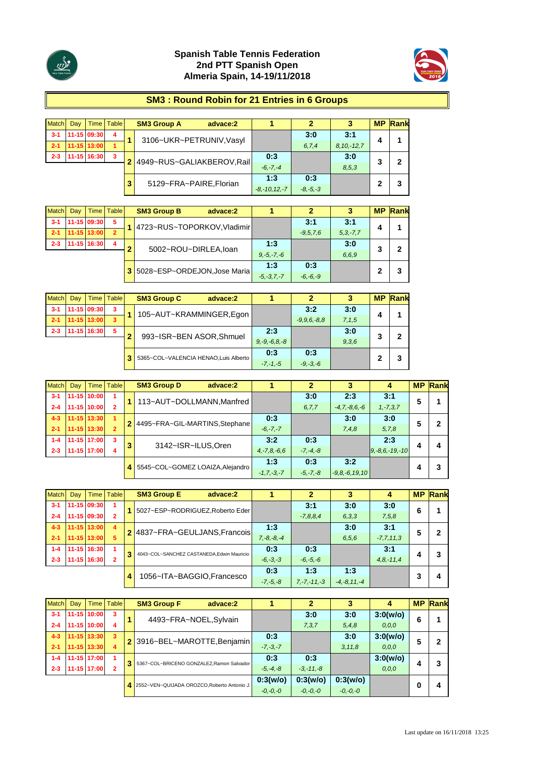**Spanish Table Tennis Federation**
**2nd PTT Spanish Open**
**Almeria Spain, 14-19/11/2018**

## SM3 : Round Robin for 21 Entries in 6 Groups

| Match | Day | Time | Table |
|---|---|---|---|
| 3-1 | 11-15 | 09:30 | 4 |
| 2-1 | 11-15 | 13:00 | 1 |
| 2-3 | 11-15 | 16:30 | 3 |

| | SM3 Group A advace:2 | 1 | 2 | 3 | MP | Rank |
|---|---|---|---|---|---|---|
| 1 | 3106~UKR~PETRUNIV,Vasyl | | 3:0 6,7,4 | 3:1 8,10,-12,7 | 4 | 1 |
| 2 | 4949~RUS~GALIAKBEROV,Rail | 0:3 -6,-7,-4 | | 3:0 8,5,3 | 3 | 2 |
| 3 | 5129~FRA~PAIRE,Florian | 1:3 -8,-10,12,-7 | 0:3 -8,-5,-3 | | 2 | 3 |

| Match | Day | Time | Table |
|---|---|---|---|
| 3-1 | 11-15 | 09:30 | 5 |
| 2-1 | 11-15 | 13:00 | 2 |
| 2-3 | 11-15 | 16:30 | 4 |

| | SM3 Group B advace:2 | 1 | 2 | 3 | MP | Rank |
|---|---|---|---|---|---|---|
| 1 | 4723~RUS~TOPORKOV,Vladimir | | 3:1 -9,5,7,6 | 3:1 5,3,-7,7 | 4 | 1 |
| 2 | 5002~ROU~DIRLEA,Ioan | 1:3 9,-5,-7,-6 | | 3:0 6,6,9 | 3 | 2 |
| 3 | 5028~ESP~ORDEJON,Jose Maria | 1:3 -5,-3,7,-7 | 0:3 -6,-6,-9 | | 2 | 3 |

| Match | Day | Time | Table |
|---|---|---|---|
| 3-1 | 11-15 | 09:30 | 3 |
| 2-1 | 11-15 | 13:00 | 3 |
| 2-3 | 11-15 | 16:30 | 5 |

| | SM3 Group C advace:2 | 1 | 2 | 3 | MP | Rank |
|---|---|---|---|---|---|---|
| 1 | 105~AUT~KRAMMINGER,Egon | | 3:2 -9,9,6,-8,8 | 3:0 7,1,5 | 4 | 1 |
| 2 | 993~ISR~BEN ASOR,Shmuel | 2:3 9,-9,-6,8,-8 | | 3:0 9,3,6 | 3 | 2 |
| 3 | 5365~COL~VALENCIA HENAO,Luis Alberto | 0:3 -7,-1,-5 | 0:3 -9,-3,-6 | | 2 | 3 |

| Match | Day | Time | Table |
|---|---|---|---|
| 3-1 | 11-15 | 10:00 | 1 |
| 2-4 | 11-15 | 10:00 | 2 |
| 4-3 | 11-15 | 13:30 | 1 |
| 2-1 | 11-15 | 13:30 | 2 |
| 1-4 | 11-15 | 17:00 | 3 |
| 2-3 | 11-15 | 17:00 | 4 |

| | SM3 Group D advace:2 | 1 | 2 | 3 | 4 | MP | Rank |
|---|---|---|---|---|---|---|---|
| 1 | 113~AUT~DOLLMANN,Manfred | | 3:0 6,7,7 | 2:3 -4,7,-8,6,-6 | 3:1 1,-7,3,7 | 5 | 1 |
| 2 | 4495~FRA~GIL-MARTINS,Stephane | 0:3 -6,-7,-7 | | 3:0 7,4,8 | 3:0 5,7,8 | 5 | 2 |
| 3 | 3142~ISR~ILUS,Oren | 3:2 4,-7,8,-6,6 | 0:3 -7,-4,-8 | | 2:3 9,-8,6,-19,-10 | 4 | 4 |
| 4 | 5545~COL~GOMEZ LOAIZA,Alejandro | 1:3 -1,7,-3,-7 | 0:3 -5,-7,-8 | 3:2 -9,8,-6,19,10 | | 4 | 3 |

| Match | Day | Time | Table |
|---|---|---|---|
| 3-1 | 11-15 | 09:30 | 1 |
| 2-4 | 11-15 | 09:30 | 2 |
| 4-3 | 11-15 | 13:00 | 4 |
| 2-1 | 11-15 | 13:00 | 5 |
| 1-4 | 11-15 | 16:30 | 1 |
| 2-3 | 11-15 | 16:30 | 2 |

| | SM3 Group E advace:2 | 1 | 2 | 3 | 4 | MP | Rank |
|---|---|---|---|---|---|---|---|
| 1 | 5027~ESP~RODRIGUEZ,Roberto Eder | | 3:1 -7,8,8,4 | 3:0 6,3,3 | 3:0 7,5,8 | 6 | 1 |
| 2 | 4837~FRA~GEULJANS,Francois | 1:3 7,-8,-8,-4 | | 3:0 6,5,6 | 3:1 -7,7,11,3 | 5 | 2 |
| 3 | 4043~COL~SANCHEZ CASTANEDA,Edwin Mauricio | 0:3 -6,-3,-3 | 0:3 -6,-5,-6 | | 3:1 4,8,-11,4 | 4 | 3 |
| 4 | 1056~ITA~BAGGIO,Francesco | 0:3 -7,-5,-8 | 1:3 7,-7,-11,-3 | 1:3 -4,-8,11,-4 | | 3 | 4 |

| Match | Day | Time | Table |
|---|---|---|---|
| 3-1 | 11-15 | 10:00 | 3 |
| 2-4 | 11-15 | 10:00 | 4 |
| 4-3 | 11-15 | 13:30 | 3 |
| 2-1 | 11-15 | 13:30 | 4 |
| 1-4 | 11-15 | 17:00 | 1 |
| 2-3 | 11-15 | 17:00 | 2 |

| | SM3 Group F advace:2 | 1 | 2 | 3 | 4 | MP | Rank |
|---|---|---|---|---|---|---|---|
| 1 | 4493~FRA~NOEL,Sylvain | | 3:0 7,3,7 | 3:0 5,4,8 | 3:0(w/o) 0,0,0 | 6 | 1 |
| 2 | 3916~BEL~MAROTTE,Benjamin | 0:3 -7,-3,-7 | | 3:0 3,11,8 | 3:0(w/o) 0,0,0 | 5 | 2 |
| 3 | 5367~COL~BRICENO GONZALEZ,Ramon Salvador | 0:3 -5,-4,-8 | 0:3 -3,-11,-8 | | 3:0(w/o) 0,0,0 | 4 | 3 |
| 4 | 2552~VEN~QUIJADA OROZCO,Roberto Antonio J. | 0:3(w/o) -0,-0,-0 | 0:3(w/o) -0,-0,-0 | 0:3(w/o) -0,-0,-0 | | 0 | 4 |

Last update on 16/11/2018 13:25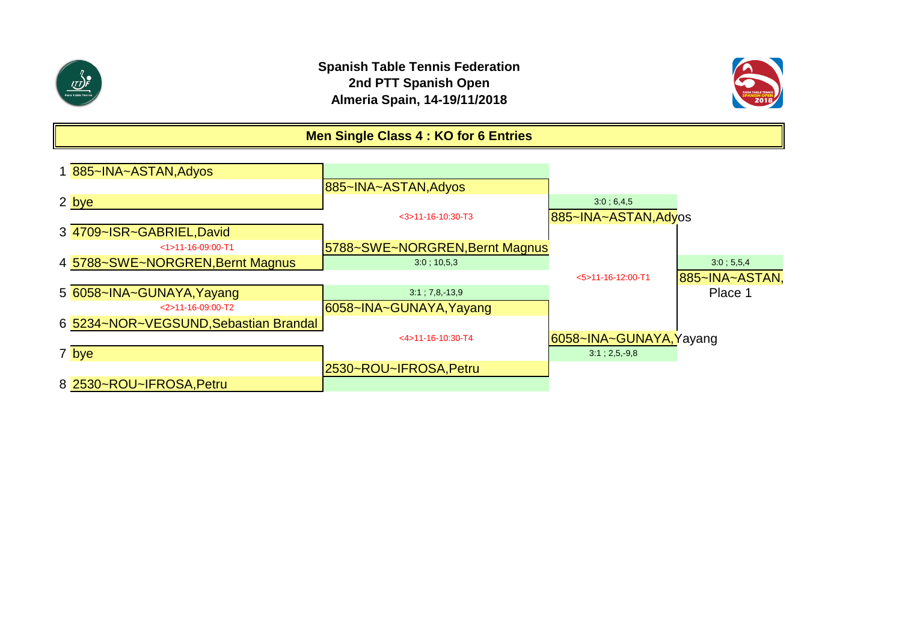**Spanish Table Tennis Federation**
**2nd PTT Spanish Open**
**Almeria Spain, 14-19/11/2018**

## Men Single Class 4 : KO for 6 Entries

| # | Round 1 | Round 2 | Semifinal | Final |
|---|---|---|---|---|
| 1 | 885~INA~ASTAN,Adyos | 885~INA~ASTAN,Adyos | 885~INA~ASTAN,Adyos (3:0 ; 6,4,5) | 885~INA~ASTAN, Place 1 (3:0 ; 5,5,4) |
| 2 | bye | | <3>11-16-10:30-T3 | <5>11-16-12:00-T1 |
| 3 | 4709~ISR~GABRIEL,David | 5788~SWE~NORGREN,Bernt Magnus (3:0 ; 10,5,3) | | |
| | <1>11-16-09:00-T1 | | | |
| 4 | 5788~SWE~NORGREN,Bernt Magnus | | | |
| 5 | 6058~INA~GUNAYA,Yayang | 6058~INA~GUNAYA,Yayang (3:1 ; 7,8,-13,9) | 6058~INA~GUNAYA,Yayang (3:1 ; 2,5,-9,8) | |
| | <2>11-16-09:00-T2 | | <4>11-16-10:30-T4 | |
| 6 | 5234~NOR~VEGSUND,Sebastian Brandal | | | |
| 7 | bye | 2530~ROU~IFROSA,Petru | | |
| 8 | 2530~ROU~IFROSA,Petru | | | |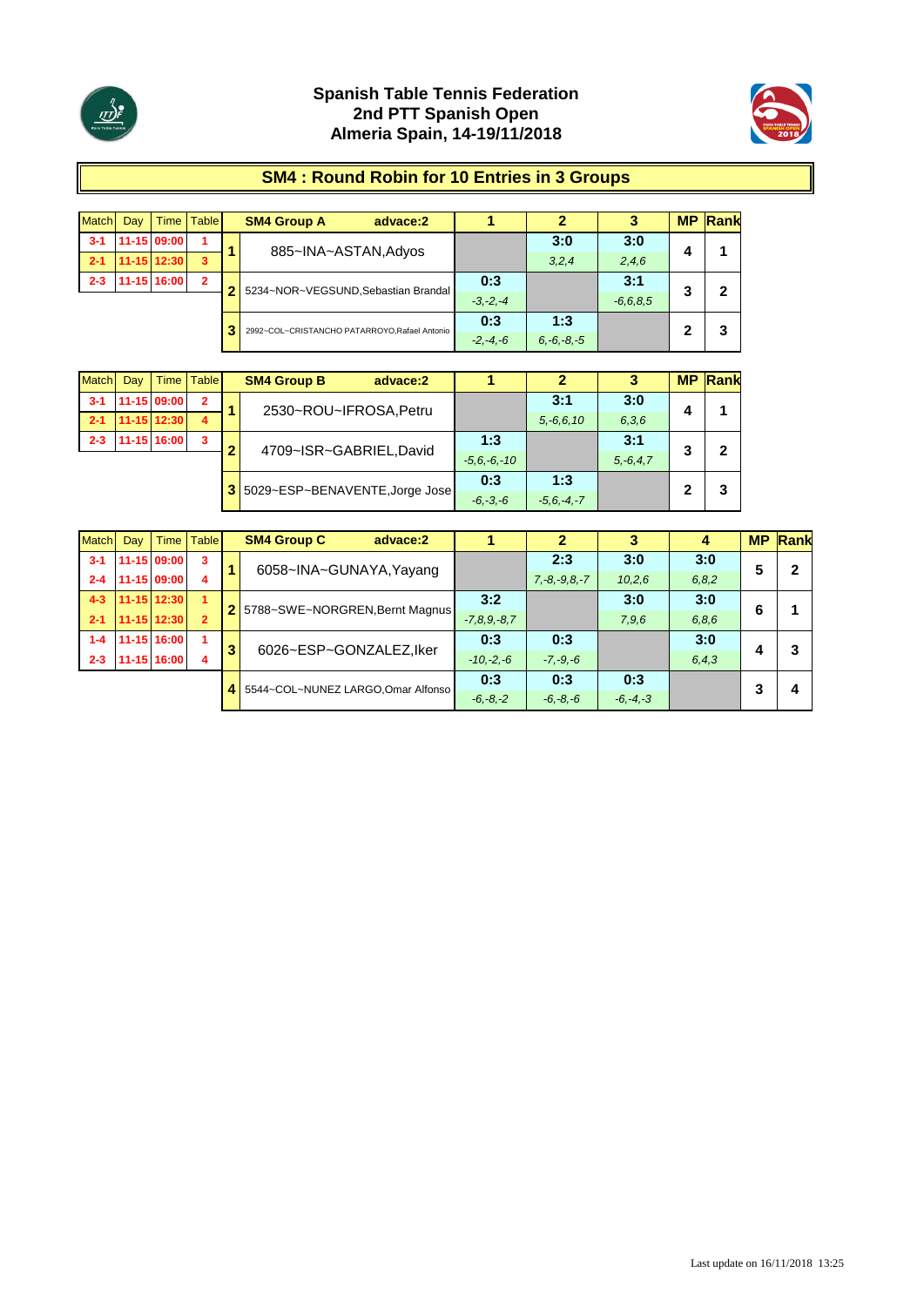# Spanish Table Tennis Federation
## 2nd PTT Spanish Open
## Almeria Spain, 14-19/11/2018

## SM4 : Round Robin for 10 Entries in 3 Groups

| Match | Day | Time | Table |
|---|---|---|---|
| 3-1 | 11-15 | 09:00 | 1 |
| 2-1 | 11-15 | 12:30 | 3 |
| 2-3 | 11-15 | 16:00 | 2 |

| | SM4 Group A advace:2 | 1 | 2 | 3 | MP | Rank |
|---|---|---|---|---|---|---|
| 1 | 885~INA~ASTAN,Adyos | | 3:0 (3,2,4) | 3:0 (2,4,6) | 4 | 1 |
| 2 | 5234~NOR~VEGSUND,Sebastian Brandal | 0:3 (-3,-2,-4) | | 3:1 (-6,6,8,5) | 3 | 2 |
| 3 | 2992~COL~CRISTANCHO PATARROYO,Rafael Antonio | 0:3 (-2,-4,-6) | 1:3 (6,-6,-8,-5) | | 2 | 3 |

| Match | Day | Time | Table |
|---|---|---|---|
| 3-1 | 11-15 | 09:00 | 2 |
| 2-1 | 11-15 | 12:30 | 4 |
| 2-3 | 11-15 | 16:00 | 3 |

| | SM4 Group B advace:2 | 1 | 2 | 3 | MP | Rank |
|---|---|---|---|---|---|---|
| 1 | 2530~ROU~IFROSA,Petru | | 3:1 (5,-6,6,10) | 3:0 (6,3,6) | 4 | 1 |
| 2 | 4709~ISR~GABRIEL,David | 1:3 (-5,6,-6,-10) | | 3:1 (5,-6,4,7) | 3 | 2 |
| 3 | 5029~ESP~BENAVENTE,Jorge Jose | 0:3 (-6,-3,-6) | 1:3 (-5,6,-4,-7) | | 2 | 3 |

| Match | Day | Time | Table |
|---|---|---|---|
| 3-1 | 11-15 | 09:00 | 3 |
| 2-4 | 11-15 | 09:00 | 4 |
| 4-3 | 11-15 | 12:30 | 1 |
| 2-1 | 11-15 | 12:30 | 2 |
| 1-4 | 11-15 | 16:00 | 1 |
| 2-3 | 11-15 | 16:00 | 4 |

| | SM4 Group C advace:2 | 1 | 2 | 3 | 4 | MP | Rank |
|---|---|---|---|---|---|---|---|
| 1 | 6058~INA~GUNAYA,Yayang | | 2:3 (7,-8,-9,8,-7) | 3:0 (10,2,6) | 3:0 (6,8,2) | 5 | 2 |
| 2 | 5788~SWE~NORGREN,Bernt Magnus | 3:2 (-7,8,9,-8,7) | | 3:0 (7,9,6) | 3:0 (6,8,6) | 6 | 1 |
| 3 | 6026~ESP~GONZALEZ,Iker | 0:3 (-10,-2,-6) | 0:3 (-7,-9,-6) | | 3:0 (6,4,3) | 4 | 3 |
| 4 | 5544~COL~NUNEZ LARGO,Omar Alfonso | 0:3 (-6,-8,-2) | 0:3 (-6,-8,-6) | 0:3 (-6,-4,-3) | | 3 | 4 |

Last update on 16/11/2018 13:25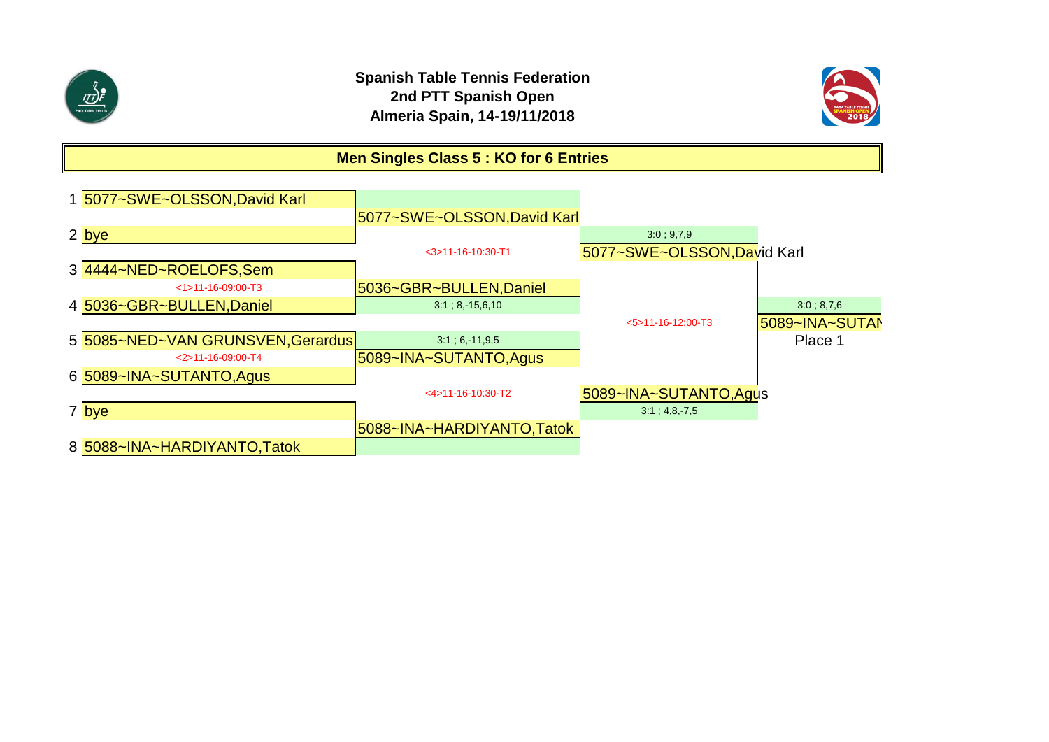**Spanish Table Tennis Federation**
**2nd PTT Spanish Open**
**Almeria Spain, 14-19/11/2018**

## Men Singles Class 5 : KO for 6 Entries

| # | Round 1 | Quarterfinals | Semifinals | Final |
|---|---|---|---|---|
| 1 | 5077~SWE~OLSSON,David Karl | | | |
| | | 5077~SWE~OLSSON,David Karl | | |
| 2 | bye | | 3:0 ; 9,7,9 | |
| | | <3>11-16-10:30-T1 | 5077~SWE~OLSSON,David Karl | |
| 3 | 4444~NED~ROELOFS,Sem | | | |
| | <1>11-16-09:00-T3 | 5036~GBR~BULLEN,Daniel | | |
| 4 | 5036~GBR~BULLEN,Daniel | 3:1 ; 8,-15,6,10 | | 3:0 ; 8,7,6 |
| | | | <5>11-16-12:00-T3 | 5089~INA~SUTAN |
| 5 | 5085~NED~VAN GRUNSVEN,Gerardus | 3:1 ; 6,-11,9,5 | | Place 1 |
| | <2>11-16-09:00-T4 | 5089~INA~SUTANTO,Agus | | |
| 6 | 5089~INA~SUTANTO,Agus | | | |
| | | <4>11-16-10:30-T2 | 5089~INA~SUTANTO,Agus | |
| 7 | bye | | 3:1 ; 4,8,-7,5 | |
| | | 5088~INA~HARDIYANTO,Tatok | | |
| 8 | 5088~INA~HARDIYANTO,Tatok | | | |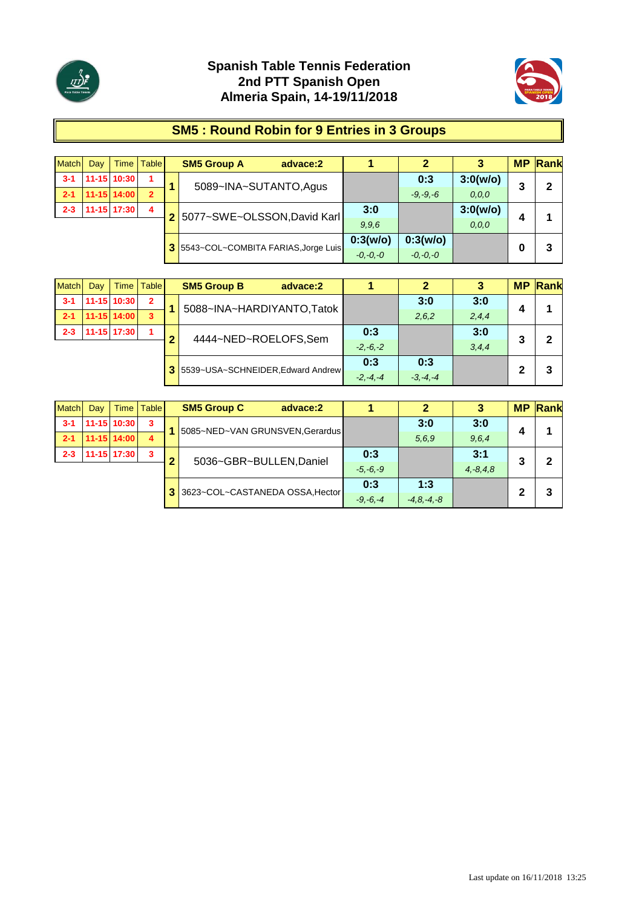# Spanish Table Tennis Federation
## 2nd PTT Spanish Open
## Almeria Spain, 14-19/11/2018

## SM5 : Round Robin for 9 Entries in 3 Groups

| Match | Day | Time | Table |
|---|---|---|---|
| 3-1 | 11-15 | 10:30 | 1 |
| 2-1 | 11-15 | 14:00 | 2 |
| 2-3 | 11-15 | 17:30 | 4 |

| | SM5 Group A advace:2 | 1 | 2 | 3 | MP | Rank |
|---|---|---|---|---|---|---|
| 1 | 5089~INA~SUTANTO,Agus | | 0:3<br>-9,-9,-6 | 3:0(w/o)<br>0,0,0 | 3 | 2 |
| 2 | 5077~SWE~OLSSON,David Karl | 3:0<br>9,9,6 | | 3:0(w/o)<br>0,0,0 | 4 | 1 |
| 3 | 5543~COL~COMBITA FARIAS,Jorge Luis | 0:3(w/o)<br>-0,-0,-0 | 0:3(w/o)<br>-0,-0,-0 | | 0 | 3 |

| Match | Day | Time | Table |
|---|---|---|---|
| 3-1 | 11-15 | 10:30 | 2 |
| 2-1 | 11-15 | 14:00 | 3 |
| 2-3 | 11-15 | 17:30 | 1 |

| | SM5 Group B advace:2 | 1 | 2 | 3 | MP | Rank |
|---|---|---|---|---|---|---|
| 1 | 5088~INA~HARDIYANTO,Tatok | | 3:0<br>2,6,2 | 3:0<br>2,4,4 | 4 | 1 |
| 2 | 4444~NED~ROELOFS,Sem | 0:3<br>-2,-6,-2 | | 3:0<br>3,4,4 | 3 | 2 |
| 3 | 5539~USA~SCHNEIDER,Edward Andrew | 0:3<br>-2,-4,-4 | 0:3<br>-3,-4,-4 | | 2 | 3 |

| Match | Day | Time | Table |
|---|---|---|---|
| 3-1 | 11-15 | 10:30 | 3 |
| 2-1 | 11-15 | 14:00 | 4 |
| 2-3 | 11-15 | 17:30 | 3 |

| | SM5 Group C advace:2 | 1 | 2 | 3 | MP | Rank |
|---|---|---|---|---|---|---|
| 1 | 5085~NED~VAN GRUNSVEN,Gerardus | | 3:0<br>5,6,9 | 3:0<br>9,6,4 | 4 | 1 |
| 2 | 5036~GBR~BULLEN,Daniel | 0:3<br>-5,-6,-9 | | 3:1<br>4,-8,4,8 | 3 | 2 |
| 3 | 3623~COL~CASTANEDA OSSA,Hector | 0:3<br>-9,-6,-4 | 1:3<br>-4,8,-4,-8 | | 2 | 3 |

Last update on 16/11/2018 13:25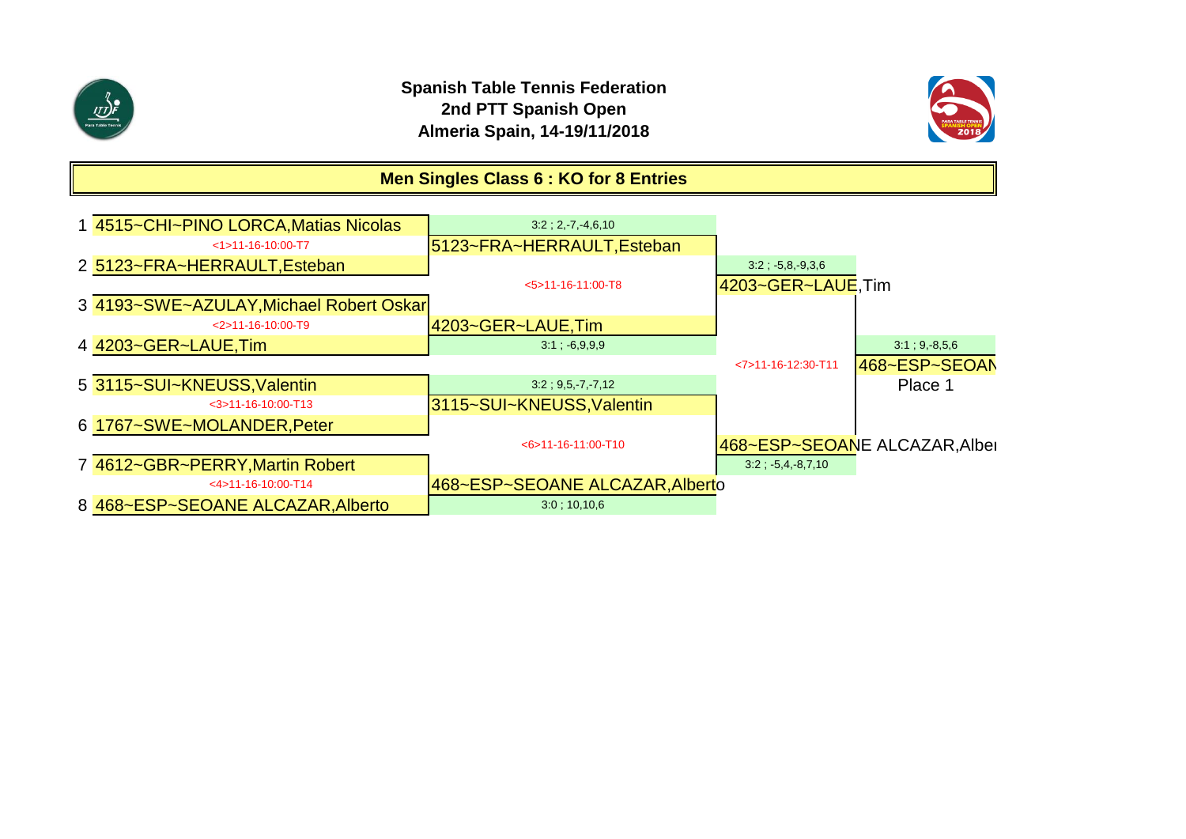**Spanish Table Tennis Federation**
**2nd PTT Spanish Open**
**Almeria Spain, 14-19/11/2018**

## Men Singles Class 6 : KO for 8 Entries

| # | Round 1 | Quarterfinal result | Semifinal | Semifinal result | Final |
|---|---|---|---|---|---|
| 1 | 4515~CHI~PINO LORCA,Matias Nicolas | 3:2 ; 2,-7,-4,6,10 | | | |
| | <1>11-16-10:00-T7 | 5123~FRA~HERRAULT,Esteban | | | |
| 2 | 5123~FRA~HERRAULT,Esteban | | 3:2 ; -5,8,-9,3,6 | | |
| | | <5>11-16-11:00-T8 | 4203~GER~LAUE,Tim | | |
| 3 | 4193~SWE~AZULAY,Michael Robert Oskar | | | | |
| | <2>11-16-10:00-T9 | 4203~GER~LAUE,Tim | | | |
| 4 | 4203~GER~LAUE,Tim | 3:1 ; -6,9,9,9 | | 3:1 ; 9,-8,5,6 | |
| | | | <7>11-16-12:30-T11 | 468~ESP~SEOAN | |
| 5 | 3115~SUI~KNEUSS,Valentin | 3:2 ; 9,5,-7,-7,12 | | Place 1 | |
| | <3>11-16-10:00-T13 | 3115~SUI~KNEUSS,Valentin | | | |
| 6 | 1767~SWE~MOLANDER,Peter | | | | |
| | | <6>11-16-11:00-T10 | 468~ESP~SEOANE ALCAZAR,Alber | | |
| 7 | 4612~GBR~PERRY,Martin Robert | | 3:2 ; -5,4,-8,7,10 | | |
| | <4>11-16-10:00-T14 | 468~ESP~SEOANE ALCAZAR,Alberto | | | |
| 8 | 468~ESP~SEOANE ALCAZAR,Alberto | 3:0 ; 10,10,6 | | | |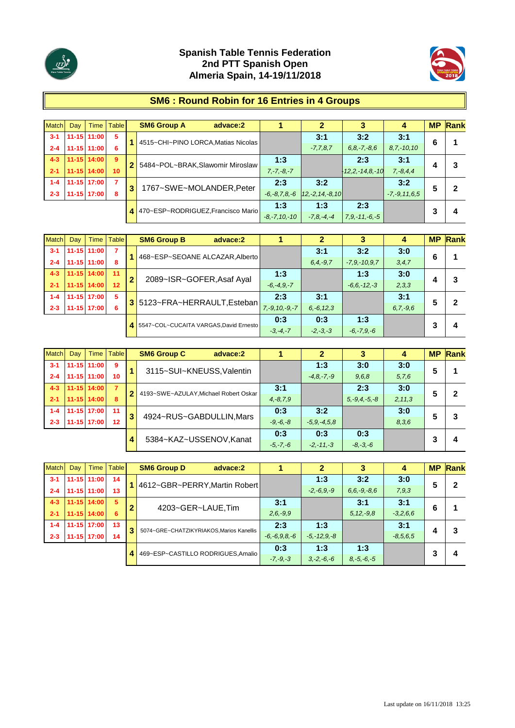# Spanish Table Tennis Federation
## 2nd PTT Spanish Open
## Almeria Spain, 14-19/11/2018

## SM6 : Round Robin for 16 Entries in 4 Groups

| Match | Day | Time | Table | | SM6 Group A advace:2 | 1 | 2 | 3 | 4 | MP | Rank |
|---|---|---|---|---|---|---|---|---|---|---|---|
| 3-1 | 11-15 | 11:00 | 5 | 1 | 4515~CHI~PINO LORCA,Matias Nicolas | | 3:1 | 3:2 | 3:1 | 6 | 1 |
| 2-4 | 11-15 | 11:00 | 6 | | | | -7,7,8,7 | 6,8,-7,-8,6 | 8,7,-10,10 | | |
| 4-3 | 11-15 | 14:00 | 9 | 2 | 5484~POL~BRAK,Slawomir Miroslaw | 1:3 | | 2:3 | 3:1 | 4 | 3 |
| 2-1 | 11-15 | 14:00 | 10 | | | 7,-7,-8,-7 | | -12,2,-14,8,-10 | 7,-8,4,4 | | |
| 1-4 | 11-15 | 17:00 | 7 | 3 | 1767~SWE~MOLANDER,Peter | 2:3 | 3:2 | | 3:2 | 5 | 2 |
| 2-3 | 11-15 | 17:00 | 8 | | | -6,-8,7,8,-6 | 12,-2,14,-8,10 | | -7,-9,11,6,5 | | |
| | | | | 4 | 470~ESP~RODRIGUEZ,Francisco Mario | 1:3 | 1:3 | 2:3 | | 3 | 4 |
| | | | | | | -8,-7,10,-10 | -7,8,-4,-4 | 7,9,-11,-6,-5 | | | |

| Match | Day | Time | Table | | SM6 Group B advace:2 | 1 | 2 | 3 | 4 | MP | Rank |
|---|---|---|---|---|---|---|---|---|---|---|---|
| 3-1 | 11-15 | 11:00 | 7 | 1 | 468~ESP~SEOANE ALCAZAR,Alberto | | 3:1 | 3:2 | 3:0 | 6 | 1 |
| 2-4 | 11-15 | 11:00 | 8 | | | | 6,4,-9,7 | -7,9,-10,9,7 | 3,4,7 | | |
| 4-3 | 11-15 | 14:00 | 11 | 2 | 2089~ISR~GOFER,Asaf Ayal | 1:3 | | 1:3 | 3:0 | 4 | 3 |
| 2-1 | 11-15 | 14:00 | 12 | | | -6,-4,9,-7 | | -6,6,-12,-3 | 2,3,3 | | |
| 1-4 | 11-15 | 17:00 | 5 | 3 | 5123~FRA~HERRAULT,Esteban | 2:3 | 3:1 | | 3:1 | 5 | 2 |
| 2-3 | 11-15 | 17:00 | 6 | | | 7,-9,10,-9,-7 | 6,-6,12,3 | | 6,7,-9,6 | | |
| | | | | 4 | 5547~COL~CUCAITA VARGAS,David Ernesto | 0:3 | 0:3 | 1:3 | | 3 | 4 |
| | | | | | | -3,-4,-7 | -2,-3,-3 | -6,-7,9,-6 | | | |

| Match | Day | Time | Table | | SM6 Group C advace:2 | 1 | 2 | 3 | 4 | MP | Rank |
|---|---|---|---|---|---|---|---|---|---|---|---|
| 3-1 | 11-15 | 11:00 | 9 | 1 | 3115~SUI~KNEUSS,Valentin | | 1:3 | 3:0 | 3:0 | 5 | 1 |
| 2-4 | 11-15 | 11:00 | 10 | | | | -4,8,-7,-9 | 9,6,8 | 5,7,6 | | |
| 4-3 | 11-15 | 14:00 | 7 | 2 | 4193~SWE~AZULAY,Michael Robert Oskar | 3:1 | | 2:3 | 3:0 | 5 | 2 |
| 2-1 | 11-15 | 14:00 | 8 | | | 4,-8,7,9 | | 5,-9,4,-5,-8 | 2,11,3 | | |
| 1-4 | 11-15 | 17:00 | 11 | 3 | 4924~RUS~GABDULLIN,Mars | 0:3 | 3:2 | | 3:0 | 5 | 3 |
| 2-3 | 11-15 | 17:00 | 12 | | | -9,-6,-8 | -5,9,-4,5,8 | | 8,3,6 | | |
| | | | | 4 | 5384~KAZ~USSENOV,Kanat | 0:3 | 0:3 | 0:3 | | 3 | 4 |
| | | | | | | -5,-7,-6 | -2,-11,-3 | -8,-3,-6 | | | |

| Match | Day | Time | Table | | SM6 Group D advace:2 | 1 | 2 | 3 | 4 | MP | Rank |
|---|---|---|---|---|---|---|---|---|---|---|---|
| 3-1 | 11-15 | 11:00 | 14 | 1 | 4612~GBR~PERRY,Martin Robert | | 1:3 | 3:2 | 3:0 | 5 | 2 |
| 2-4 | 11-15 | 11:00 | 13 | | | | -2,-6,9,-9 | 6,6,-9,-8,6 | 7,9,3 | | |
| 4-3 | 11-15 | 14:00 | 5 | 2 | 4203~GER~LAUE,Tim | 3:1 | | 3:1 | 3:1 | 6 | 1 |
| 2-1 | 11-15 | 14:00 | 6 | | | 2,6,-9,9 | | 5,12,-9,8 | -3,2,6,6 | | |
| 1-4 | 11-15 | 17:00 | 13 | 3 | 5074~GRE~CHATZIKYRIAKOS,Marios Kanellis | 2:3 | 1:3 | | 3:1 | 4 | 3 |
| 2-3 | 11-15 | 17:00 | 14 | | | -6,-6,9,8,-6 | -5,-12,9,-8 | | -8,5,6,5 | | |
| | | | | 4 | 469~ESP~CASTILLO RODRIGUES,Amalio | 0:3 | 1:3 | 1:3 | | 3 | 4 |
| | | | | | | -7,-9,-3 | 3,-2,-6,-6 | 8,-5,-6,-5 | | | |

Last update on 16/11/2018 13:25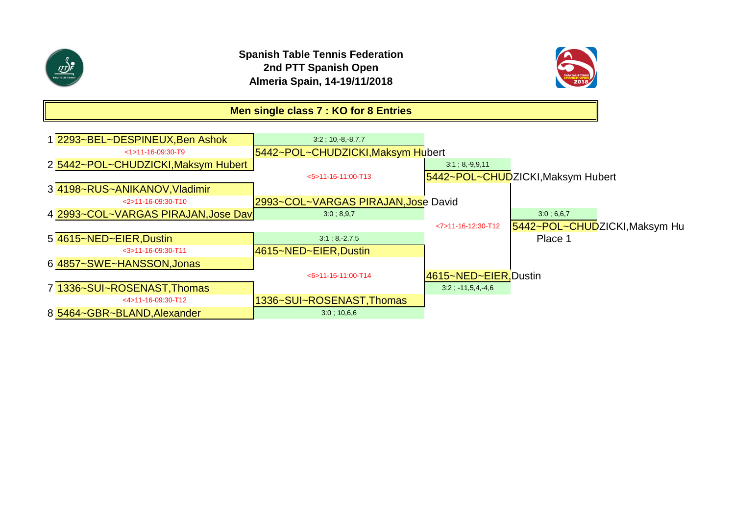**Spanish Table Tennis Federation**
**2nd PTT Spanish Open**
**Almeria Spain, 14-19/11/2018**

## Men single class 7 : KO for 8 Entries

| # | Round 1 | Quarterfinal result | Semifinal | Final |
|---|---|---|---|---|
| 1 | 2293~BEL~DESPINEUX,Ben Ashok | | | |
| | <1>11-16-09:30-T9 | 5442~POL~CHUDZICKI,Maksym Hubert (3:2 ; 10,-8,-8,7,7) | | |
| 2 | 5442~POL~CHUDZICKI,Maksym Hubert | | | |
| | | <5>11-16-11:00-T13 | 5442~POL~CHUDZICKI,Maksym Hubert (3:1 ; 8,-9,9,11) | |
| 3 | 4198~RUS~ANIKANOV,Vladimir | | | |
| | <2>11-16-09:30-T10 | 2993~COL~VARGAS PIRAJAN,Jose David (3:0 ; 8,9,7) | | |
| 4 | 2993~COL~VARGAS PIRAJAN,Jose Dav | | | |
| | | | <7>11-16-12:30-T12 | 5442~POL~CHUDZICKI,Maksym Hu (3:0 ; 6,6,7) Place 1 |
| 5 | 4615~NED~EIER,Dustin | | | |
| | <3>11-16-09:30-T11 | 4615~NED~EIER,Dustin (3:1 ; 8,-2,7,5) | | |
| 6 | 4857~SWE~HANSSON,Jonas | | | |
| | | <6>11-16-11:00-T14 | 4615~NED~EIER,Dustin (3:2 ; -11,5,4,-4,6) | |
| 7 | 1336~SUI~ROSENAST,Thomas | | | |
| | <4>11-16-09:30-T12 | 1336~SUI~ROSENAST,Thomas (3:0 ; 10,6,6) | | |
| 8 | 5464~GBR~BLAND,Alexander | | | |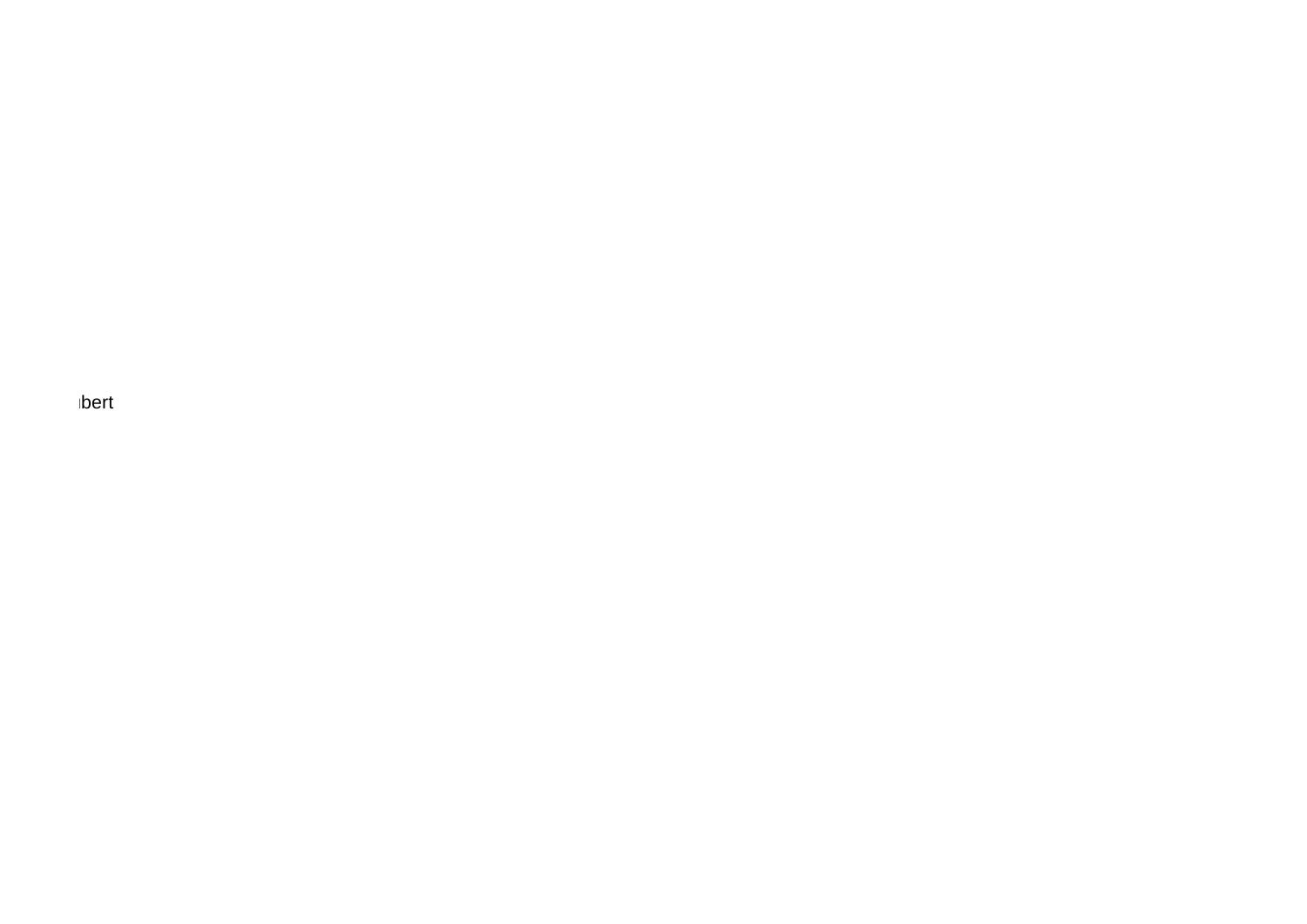bert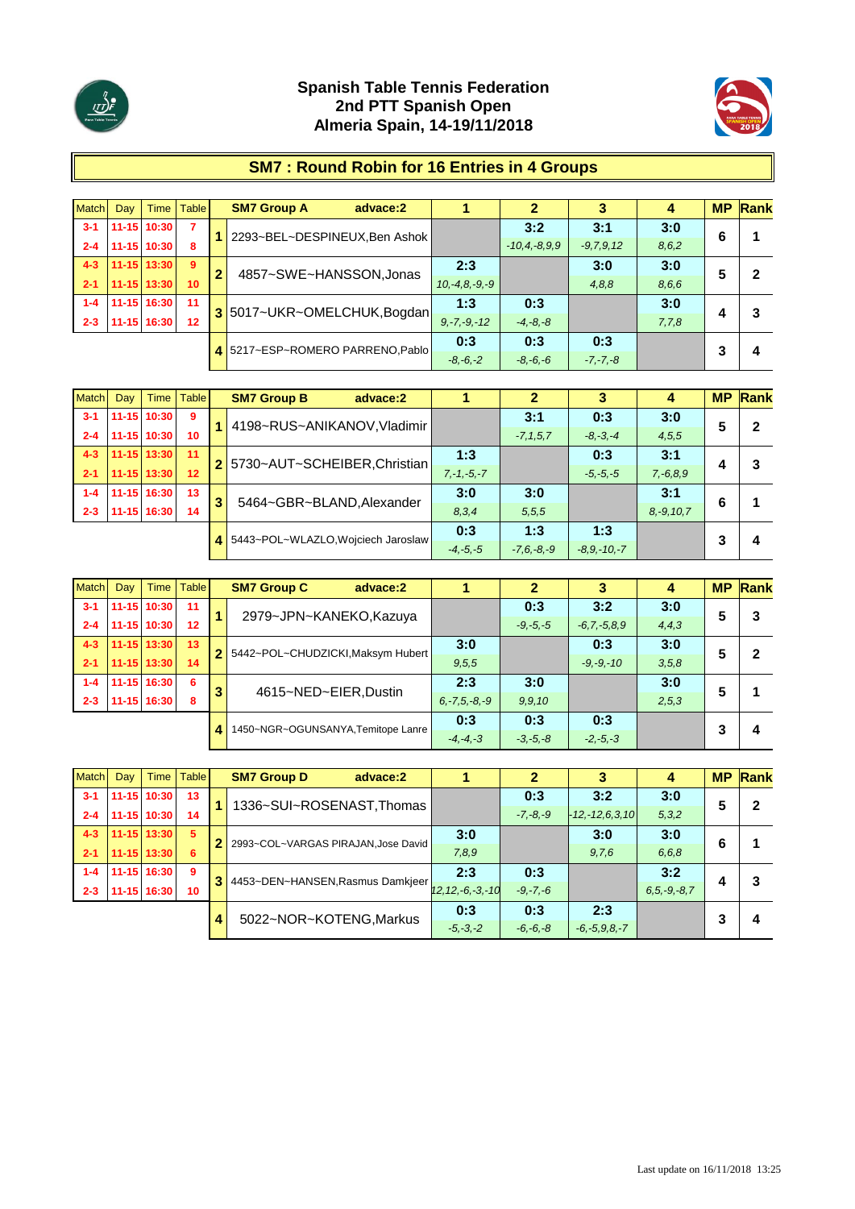**Spanish Table Tennis Federation**
**2nd PTT Spanish Open**
**Almeria Spain, 14-19/11/2018**

## SM7 : Round Robin for 16 Entries in 4 Groups

| Match | Day | Time | Table | | SM7 Group A advace:2 | 1 | 2 | 3 | 4 | MP | Rank |
|---|---|---|---|---|---|---|---|---|---|---|---|
| 3-1 | 11-15 | 10:30 | 7 | 1 | 2293~BEL~DESPINEUX,Ben Ashok | | 3:2 | 3:1 | 3:0 | 6 | 1 |
| 2-4 | 11-15 | 10:30 | 8 | | | | -10,4,-8,9,9 | -9,7,9,12 | 8,6,2 | | |
| 4-3 | 11-15 | 13:30 | 9 | 2 | 4857~SWE~HANSSON,Jonas | 2:3 | | 3:0 | 3:0 | 5 | 2 |
| 2-1 | 11-15 | 13:30 | 10 | | | 10,-4,8,-9,-9 | | 4,8,8 | 8,6,6 | | |
| 1-4 | 11-15 | 16:30 | 11 | 3 | 5017~UKR~OMELCHUK,Bogdan | 1:3 | 0:3 | | 3:0 | 4 | 3 |
| 2-3 | 11-15 | 16:30 | 12 | | | 9,-7,-9,-12 | -4,-8,-8 | | 7,7,8 | | |
| | | | | 4 | 5217~ESP~ROMERO PARRENO,Pablo | 0:3 | 0:3 | 0:3 | | 3 | 4 |
| | | | | | | -8,-6,-2 | -8,-6,-6 | -7,-7,-8 | | | |

| Match | Day | Time | Table | | SM7 Group B advace:2 | 1 | 2 | 3 | 4 | MP | Rank |
|---|---|---|---|---|---|---|---|---|---|---|---|
| 3-1 | 11-15 | 10:30 | 9 | 1 | 4198~RUS~ANIKANOV,Vladimir | | 3:1 | 0:3 | 3:0 | 5 | 2 |
| 2-4 | 11-15 | 10:30 | 10 | | | | -7,1,5,7 | -8,-3,-4 | 4,5,5 | | |
| 4-3 | 11-15 | 13:30 | 11 | 2 | 5730~AUT~SCHEIBER,Christian | 1:3 | | 0:3 | 3:1 | 4 | 3 |
| 2-1 | 11-15 | 13:30 | 12 | | | 7,-1,-5,-7 | | -5,-5,-5 | 7,-6,8,9 | | |
| 1-4 | 11-15 | 16:30 | 13 | 3 | 5464~GBR~BLAND,Alexander | 3:0 | 3:0 | | 3:1 | 6 | 1 |
| 2-3 | 11-15 | 16:30 | 14 | | | 8,3,4 | 5,5,5 | | 8,-9,10,7 | | |
| | | | | 4 | 5443~POL~WLAZLO,Wojciech Jaroslaw | 0:3 | 1:3 | 1:3 | | 3 | 4 |
| | | | | | | -4,-5,-5 | -7,6,-8,-9 | -8,9,-10,-7 | | | |

| Match | Day | Time | Table | | SM7 Group C advace:2 | 1 | 2 | 3 | 4 | MP | Rank |
|---|---|---|---|---|---|---|---|---|---|---|---|
| 3-1 | 11-15 | 10:30 | 11 | 1 | 2979~JPN~KANEKO,Kazuya | | 0:3 | 3:2 | 3:0 | 5 | 3 |
| 2-4 | 11-15 | 10:30 | 12 | | | | -9,-5,-5 | -6,7,-5,8,9 | 4,4,3 | | |
| 4-3 | 11-15 | 13:30 | 13 | 2 | 5442~POL~CHUDZICKI,Maksym Hubert | 3:0 | | 0:3 | 3:0 | 5 | 2 |
| 2-1 | 11-15 | 13:30 | 14 | | | 9,5,5 | | -9,-9,-10 | 3,5,8 | | |
| 1-4 | 11-15 | 16:30 | 6 | 3 | 4615~NED~EIER,Dustin | 2:3 | 3:0 | | 3:0 | 5 | 1 |
| 2-3 | 11-15 | 16:30 | 8 | | | 6,-7,5,-8,-9 | 9,9,10 | | 2,5,3 | | |
| | | | | 4 | 1450~NGR~OGUNSANYA,Temitope Lanre | 0:3 | 0:3 | 0:3 | | 3 | 4 |
| | | | | | | -4,-4,-3 | -3,-5,-8 | -2,-5,-3 | | | |

| Match | Day | Time | Table | | SM7 Group D advace:2 | 1 | 2 | 3 | 4 | MP | Rank |
|---|---|---|---|---|---|---|---|---|---|---|---|
| 3-1 | 11-15 | 10:30 | 13 | 1 | 1336~SUI~ROSENAST,Thomas | | 0:3 | 3:2 | 3:0 | 5 | 2 |
| 2-4 | 11-15 | 10:30 | 14 | | | | -7,-8,-9 | -12,-12,6,3,10 | 5,3,2 | | |
| 4-3 | 11-15 | 13:30 | 5 | 2 | 2993~COL~VARGAS PIRAJAN,Jose David | 3:0 | | 3:0 | 3:0 | 6 | 1 |
| 2-1 | 11-15 | 13:30 | 6 | | | 7,8,9 | | 9,7,6 | 6,6,8 | | |
| 1-4 | 11-15 | 16:30 | 9 | 3 | 4453~DEN~HANSEN,Rasmus Damkjeer | 2:3 | 0:3 | | 3:2 | 4 | 3 |
| 2-3 | 11-15 | 16:30 | 10 | | | 12,12,-6,-3,-10 | -9,-7,-6 | | 6,5,-9,-8,7 | | |
| | | | | 4 | 5022~NOR~KOTENG,Markus | 0:3 | 0:3 | 2:3 | | 3 | 4 |
| | | | | | | -5,-3,-2 | -6,-6,-8 | -6,-5,9,8,-7 | | | |

Last update on 16/11/2018 13:25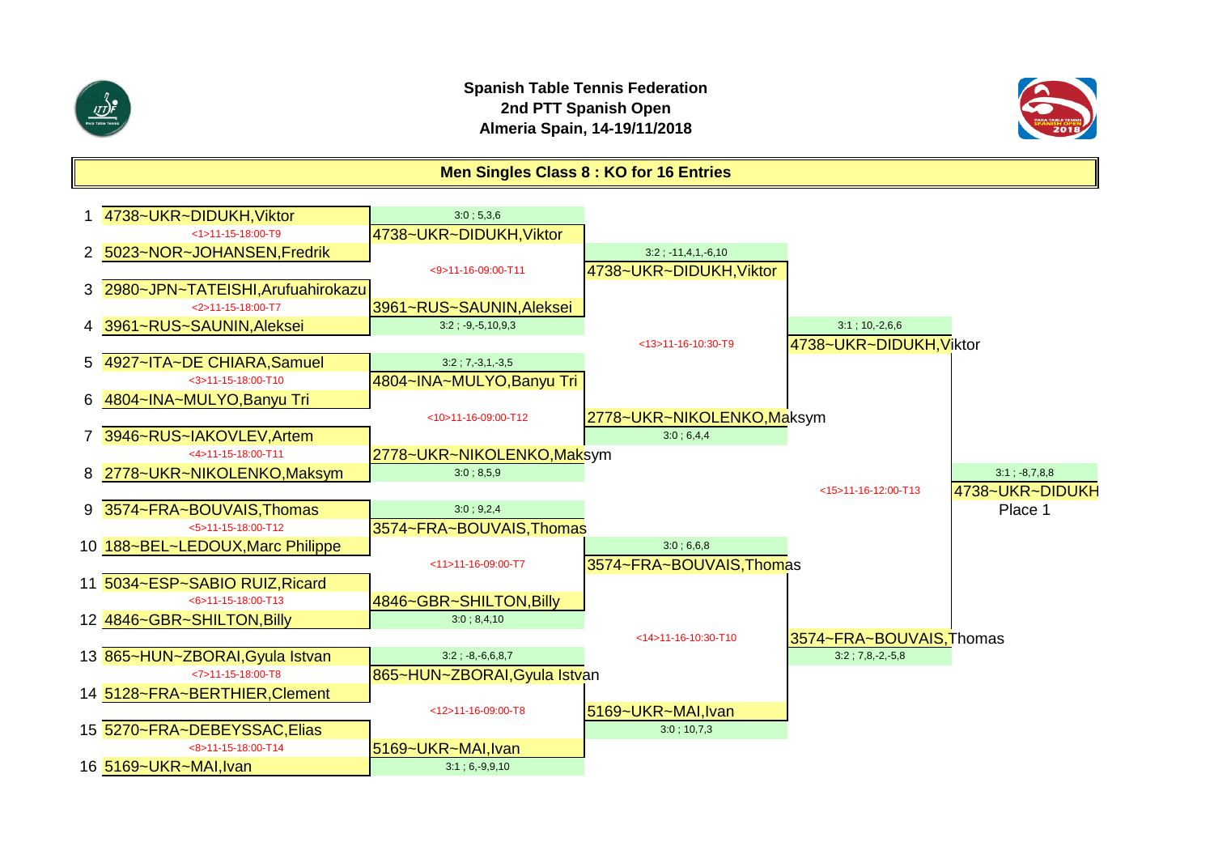**Spanish Table Tennis Federation**
**2nd PTT Spanish Open**
**Almeria Spain, 14-19/11/2018**

## Men Singles Class 8 : KO for 16 Entries

| # | Player | Round of 16 | Quarterfinals | Semifinals | Final |
|---|---|---|---|---|---|
| 1 | 4738~UKR~DIDUKH,Viktor | | | | |
| 2 | 5023~NOR~JOHANSEN,Fredrik | <1>11-15-18:00-T9 — 4738~UKR~DIDUKH,Viktor — 3:0 ; 5,3,6 | | | |
| 3 | 2980~JPN~TATEISHI,Arufuahirokazu | | <9>11-16-09:00-T11 — 4738~UKR~DIDUKH,Viktor — 3:2 ; -11,4,1,-6,10 | | |
| 4 | 3961~RUS~SAUNIN,Aleksei | <2>11-15-18:00-T7 — 3961~RUS~SAUNIN,Aleksei — 3:2 ; -9,-5,10,9,3 | | | |
| 5 | 4927~ITA~DE CHIARA,Samuel | | | <13>11-16-10:30-T9 — 4738~UKR~DIDUKH,Viktor — 3:1 ; 10,-2,6,6 | |
| 6 | 4804~INA~MULYO,Banyu Tri | <3>11-15-18:00-T10 — 4804~INA~MULYO,Banyu Tri — 3:2 ; 7,-3,1,-3,5 | | | |
| 7 | 3946~RUS~IAKOVLEV,Artem | | <10>11-16-09:00-T12 — 2778~UKR~NIKOLENKO,Maksym — 3:0 ; 6,4,4 | | |
| 8 | 2778~UKR~NIKOLENKO,Maksym | <4>11-15-18:00-T11 — 2778~UKR~NIKOLENKO,Maksym — 3:0 ; 8,5,9 | | | |
| | | | | | <15>11-16-12:00-T13 — 4738~UKR~DIDUKH — 3:1 ; -8,7,8,8 — Place 1 |
| 9 | 3574~FRA~BOUVAIS,Thomas | | | | |
| 10 | 188~BEL~LEDOUX,Marc Philippe | <5>11-15-18:00-T12 — 3574~FRA~BOUVAIS,Thomas — 3:0 ; 9,2,4 | | | |
| 11 | 5034~ESP~SABIO RUIZ,Ricard | | <11>11-16-09:00-T7 — 3574~FRA~BOUVAIS,Thomas — 3:0 ; 6,6,8 | | |
| 12 | 4846~GBR~SHILTON,Billy | <6>11-15-18:00-T13 — 4846~GBR~SHILTON,Billy — 3:0 ; 8,4,10 | | | |
| 13 | 865~HUN~ZBORAI,Gyula Istvan | | | <14>11-16-10:30-T10 — 3574~FRA~BOUVAIS,Thomas — 3:2 ; 7,8,-2,-5,8 | |
| 14 | 5128~FRA~BERTHIER,Clement | <7>11-15-18:00-T8 — 865~HUN~ZBORAI,Gyula Istvan — 3:2 ; -8,-6,6,8,7 | | | |
| 15 | 5270~FRA~DEBEYSSAC,Elias | | <12>11-16-09:00-T8 — 5169~UKR~MAI,Ivan — 3:0 ; 10,7,3 | | |
| 16 | 5169~UKR~MAI,Ivan | <8>11-15-18:00-T14 — 5169~UKR~MAI,Ivan — 3:1 ; 6,-9,9,10 | | | |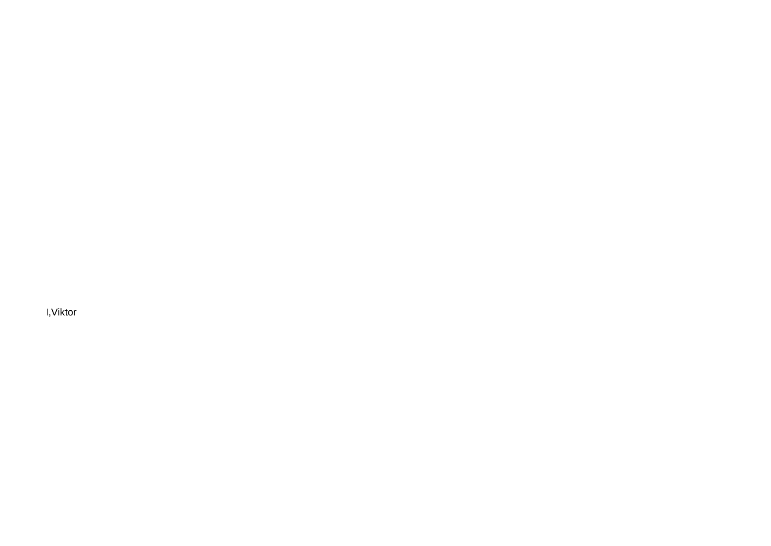l,Viktor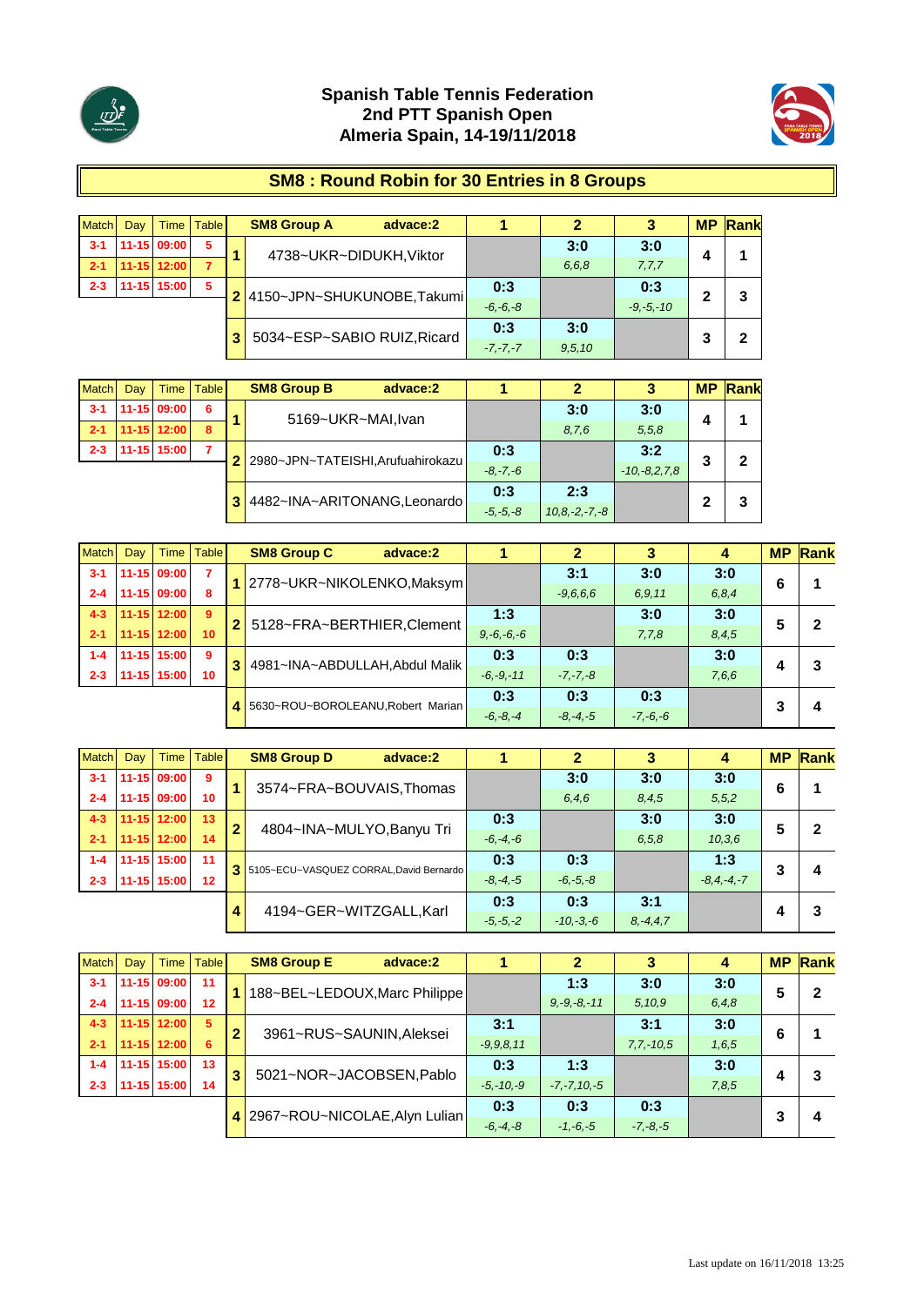# Spanish Table Tennis Federation
## 2nd PTT Spanish Open
## Almeria Spain, 14-19/11/2018

## SM8 : Round Robin for 30 Entries in 8 Groups

| Match | Day | Time | Table |
|---|---|---|---|
| 3-1 | 11-15 | 09:00 | 5 |
| 2-1 | 11-15 | 12:00 | 7 |
| 2-3 | 11-15 | 15:00 | 5 |

| | SM8 Group A advace:2 | 1 | 2 | 3 | MP | Rank |
|---|---|---|---|---|---|---|
| 1 | 4738~UKR~DIDUKH,Viktor | | 3:0 6,6,8 | 3:0 7,7,7 | 4 | 1 |
| 2 | 4150~JPN~SHUKUNOBE,Takumi | 0:3 -6,-6,-8 | | 0:3 -9,-5,-10 | 2 | 3 |
| 3 | 5034~ESP~SABIO RUIZ,Ricard | 0:3 -7,-7,-7 | 3:0 9,5,10 | | 3 | 2 |

| Match | Day | Time | Table |
|---|---|---|---|
| 3-1 | 11-15 | 09:00 | 6 |
| 2-1 | 11-15 | 12:00 | 8 |
| 2-3 | 11-15 | 15:00 | 7 |

| | SM8 Group B advace:2 | 1 | 2 | 3 | MP | Rank |
|---|---|---|---|---|---|---|
| 1 | 5169~UKR~MAI,Ivan | | 3:0 8,7,6 | 3:0 5,5,8 | 4 | 1 |
| 2 | 2980~JPN~TATEISHI,Arufuahirokazu | 0:3 -8,-7,-6 | | 3:2 -10,-8,2,7,8 | 3 | 2 |
| 3 | 4482~INA~ARITONANG,Leonardo | 0:3 -5,-5,-8 | 2:3 10,8,-2,-7,-8 | | 2 | 3 |

| Match | Day | Time | Table |
|---|---|---|---|
| 3-1 | 11-15 | 09:00 | 7 |
| 2-4 | 11-15 | 09:00 | 8 |
| 4-3 | 11-15 | 12:00 | 9 |
| 2-1 | 11-15 | 12:00 | 10 |
| 1-4 | 11-15 | 15:00 | 9 |
| 2-3 | 11-15 | 15:00 | 10 |

| | SM8 Group C advace:2 | 1 | 2 | 3 | 4 | MP | Rank |
|---|---|---|---|---|---|---|---|
| 1 | 2778~UKR~NIKOLENKO,Maksym | | 3:1 -9,6,6,6 | 3:0 6,9,11 | 3:0 6,8,4 | 6 | 1 |
| 2 | 5128~FRA~BERTHIER,Clement | 1:3 9,-6,-6,-6 | | 3:0 7,7,8 | 3:0 8,4,5 | 5 | 2 |
| 3 | 4981~INA~ABDULLAH,Abdul Malik | 0:3 -6,-9,-11 | 0:3 -7,-7,-8 | | 3:0 7,6,6 | 4 | 3 |
| 4 | 5630~ROU~BOROLEANU,Robert Marian | 0:3 -6,-8,-4 | 0:3 -8,-4,-5 | 0:3 -7,-6,-6 | | 3 | 4 |

| Match | Day | Time | Table |
|---|---|---|---|
| 3-1 | 11-15 | 09:00 | 9 |
| 2-4 | 11-15 | 09:00 | 10 |
| 4-3 | 11-15 | 12:00 | 13 |
| 2-1 | 11-15 | 12:00 | 14 |
| 1-4 | 11-15 | 15:00 | 11 |
| 2-3 | 11-15 | 15:00 | 12 |

| | SM8 Group D advace:2 | 1 | 2 | 3 | 4 | MP | Rank |
|---|---|---|---|---|---|---|---|
| 1 | 3574~FRA~BOUVAIS,Thomas | | 3:0 6,4,6 | 3:0 8,4,5 | 3:0 5,5,2 | 6 | 1 |
| 2 | 4804~INA~MULYO,Banyu Tri | 0:3 -6,-4,-6 | | 3:0 6,5,8 | 3:0 10,3,6 | 5 | 2 |
| 3 | 5105~ECU~VASQUEZ CORRAL,David Bernardo | 0:3 -8,-4,-5 | 0:3 -6,-5,-8 | | 1:3 -8,4,-4,-7 | 3 | 4 |
| 4 | 4194~GER~WITZGALL,Karl | 0:3 -5,-5,-2 | 0:3 -10,-3,-6 | 3:1 8,-4,4,7 | | 4 | 3 |

| Match | Day | Time | Table |
|---|---|---|---|
| 3-1 | 11-15 | 09:00 | 11 |
| 2-4 | 11-15 | 09:00 | 12 |
| 4-3 | 11-15 | 12:00 | 5 |
| 2-1 | 11-15 | 12:00 | 6 |
| 1-4 | 11-15 | 15:00 | 13 |
| 2-3 | 11-15 | 15:00 | 14 |

| | SM8 Group E advace:2 | 1 | 2 | 3 | 4 | MP | Rank |
|---|---|---|---|---|---|---|---|
| 1 | 188~BEL~LEDOUX,Marc Philippe | | 1:3 9,-9,-8,-11 | 3:0 5,10,9 | 3:0 6,4,8 | 5 | 2 |
| 2 | 3961~RUS~SAUNIN,Aleksei | 3:1 -9,9,8,11 | | 3:1 7,7,-10,5 | 3:0 1,6,5 | 6 | 1 |
| 3 | 5021~NOR~JACOBSEN,Pablo | 0:3 -5,-10,-9 | 1:3 -7,-7,10,-5 | | 3:0 7,8,5 | 4 | 3 |
| 4 | 2967~ROU~NICOLAE,Alyn Lulian | 0:3 -6,-4,-8 | 0:3 -1,-6,-5 | 0:3 -7,-8,-5 | | 3 | 4 |

Last update on 16/11/2018 13:25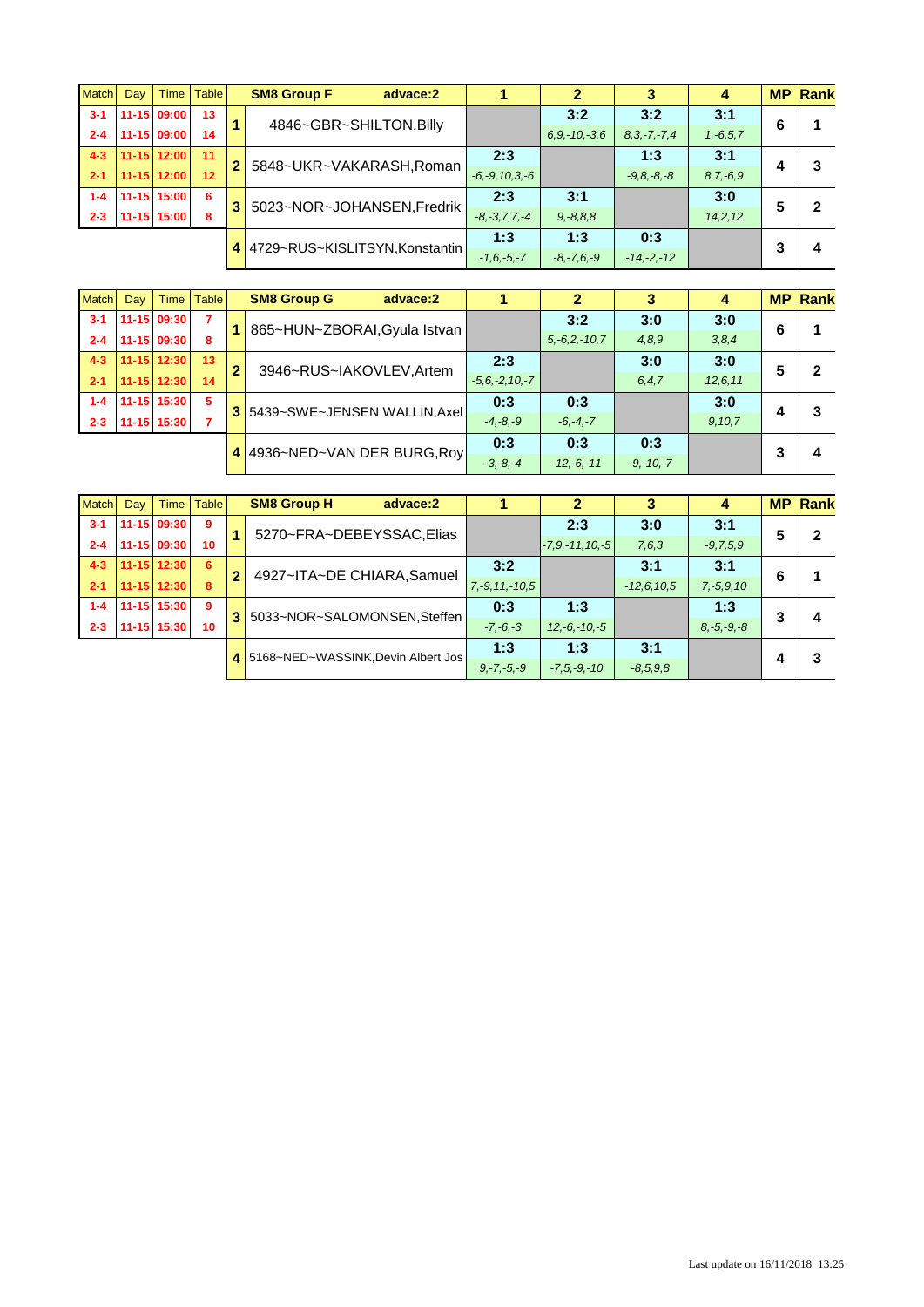| Match | Day | Time | Table | | SM8 Group F advace:2 | 1 | 2 | 3 | 4 | MP | Rank |
|---|---|---|---|---|---|---|---|---|---|---|---|
| 3-1 | 11-15 | 09:00 | 13 | 1 | 4846~GBR~SHILTON,Billy | | 3:2 | 3:2 | 3:1 | 6 | 1 |
| 2-4 | 11-15 | 09:00 | 14 | | | | 6,9,-10,-3,6 | 8,3,-7,-7,4 | 1,-6,5,7 | | |
| 4-3 | 11-15 | 12:00 | 11 | 2 | 5848~UKR~VAKARASH,Roman | 2:3 | | 1:3 | 3:1 | 4 | 3 |
| 2-1 | 11-15 | 12:00 | 12 | | | -6,-9,10,3,-6 | | -9,8,-8,-8 | 8,7,-6,9 | | |
| 1-4 | 11-15 | 15:00 | 6 | 3 | 5023~NOR~JOHANSEN,Fredrik | 2:3 | 3:1 | | 3:0 | 5 | 2 |
| 2-3 | 11-15 | 15:00 | 8 | | | -8,-3,7,7,-4 | 9,-8,8,8 | | 14,2,12 | | |
| | | | | 4 | 4729~RUS~KISLITSYN,Konstantin | 1:3 | 1:3 | 0:3 | | 3 | 4 |
| | | | | | | -1,6,-5,-7 | -8,-7,6,-9 | -14,-2,-12 | | | |

| Match | Day | Time | Table | | SM8 Group G advace:2 | 1 | 2 | 3 | 4 | MP | Rank |
|---|---|---|---|---|---|---|---|---|---|---|---|
| 3-1 | 11-15 | 09:30 | 7 | 1 | 865~HUN~ZBORAI,Gyula Istvan | | 3:2 | 3:0 | 3:0 | 6 | 1 |
| 2-4 | 11-15 | 09:30 | 8 | | | | 5,-6,2,-10,7 | 4,8,9 | 3,8,4 | | |
| 4-3 | 11-15 | 12:30 | 13 | 2 | 3946~RUS~IAKOVLEV,Artem | 2:3 | | 3:0 | 3:0 | 5 | 2 |
| 2-1 | 11-15 | 12:30 | 14 | | | -5,6,-2,10,-7 | | 6,4,7 | 12,6,11 | | |
| 1-4 | 11-15 | 15:30 | 5 | 3 | 5439~SWE~JENSEN WALLIN,Axel | 0:3 | 0:3 | | 3:0 | 4 | 3 |
| 2-3 | 11-15 | 15:30 | 7 | | | -4,-8,-9 | -6,-4,-7 | | 9,10,7 | | |
| | | | | 4 | 4936~NED~VAN DER BURG,Roy | 0:3 | 0:3 | 0:3 | | 3 | 4 |
| | | | | | | -3,-8,-4 | -12,-6,-11 | -9,-10,-7 | | | |

| Match | Day | Time | Table | | SM8 Group H advace:2 | 1 | 2 | 3 | 4 | MP | Rank |
|---|---|---|---|---|---|---|---|---|---|---|---|
| 3-1 | 11-15 | 09:30 | 9 | 1 | 5270~FRA~DEBEYSSAC,Elias | | 2:3 | 3:0 | 3:1 | 5 | 2 |
| 2-4 | 11-15 | 09:30 | 10 | | | | -7,9,-11,10,-5 | 7,6,3 | -9,7,5,9 | | |
| 4-3 | 11-15 | 12:30 | 6 | 2 | 4927~ITA~DE CHIARA,Samuel | 3:2 | | 3:1 | 3:1 | 6 | 1 |
| 2-1 | 11-15 | 12:30 | 8 | | | 7,-9,11,-10,5 | | -12,6,10,5 | 7,-5,9,10 | | |
| 1-4 | 11-15 | 15:30 | 9 | 3 | 5033~NOR~SALOMONSEN,Steffen | 0:3 | 1:3 | | 1:3 | 3 | 4 |
| 2-3 | 11-15 | 15:30 | 10 | | | -7,-6,-3 | 12,-6,-10,-5 | | 8,-5,-9,-8 | | |
| | | | | 4 | 5168~NED~WASSINK,Devin Albert Jos | 1:3 | 1:3 | 3:1 | | 4 | 3 |
| | | | | | | 9,-7,-5,-9 | -7,5,-9,-10 | -8,5,9,8 | | | |

Last update on 16/11/2018 13:25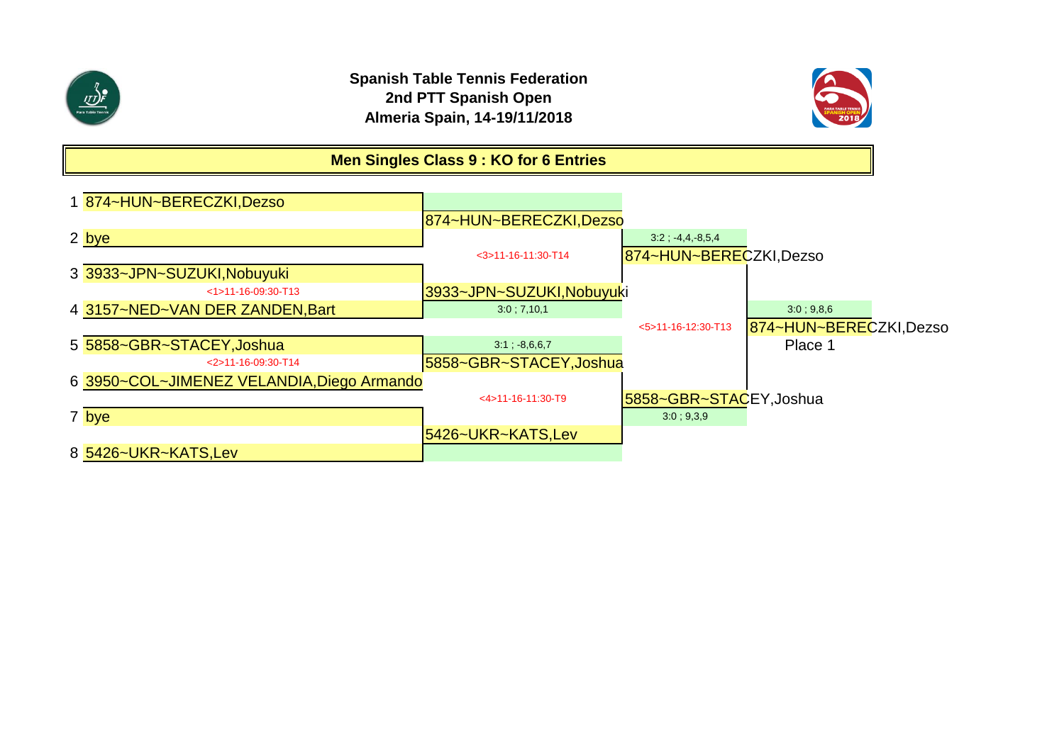**Spanish Table Tennis Federation**
**2nd PTT Spanish Open**
**Almeria Spain, 14-19/11/2018**

## Men Singles Class 9 : KO for 6 Entries

| # | Round 1 | Quarterfinals | Semifinals | Final |
|---|---|---|---|---|
| 1 | 874~HUN~BERECZKI,Dezso | 874~HUN~BERECZKI,Dezso | 874~HUN~BERECZKI,Dezso (3:2 ; -4,4,-8,5,4) <3>11-16-11:30-T14 | 874~HUN~BERECZKI,Dezso (3:0 ; 9,8,6) <5>11-16-12:30-T13 — Place 1 |
| 2 | bye | | | |
| 3 | 3933~JPN~SUZUKI,Nobuyuki | 3933~JPN~SUZUKI,Nobuyuki (3:0 ; 7,10,1) <1>11-16-09:30-T13 | | |
| 4 | 3157~NED~VAN DER ZANDEN,Bart | | | |
| 5 | 5858~GBR~STACEY,Joshua | 5858~GBR~STACEY,Joshua (3:1 ; -8,6,6,7) <2>11-16-09:30-T14 | 5858~GBR~STACEY,Joshua (3:0 ; 9,3,9) <4>11-16-11:30-T9 | |
| 6 | 3950~COL~JIMENEZ VELANDIA,Diego Armando | | | |
| 7 | bye | 5426~UKR~KATS,Lev | | |
| 8 | 5426~UKR~KATS,Lev | | | |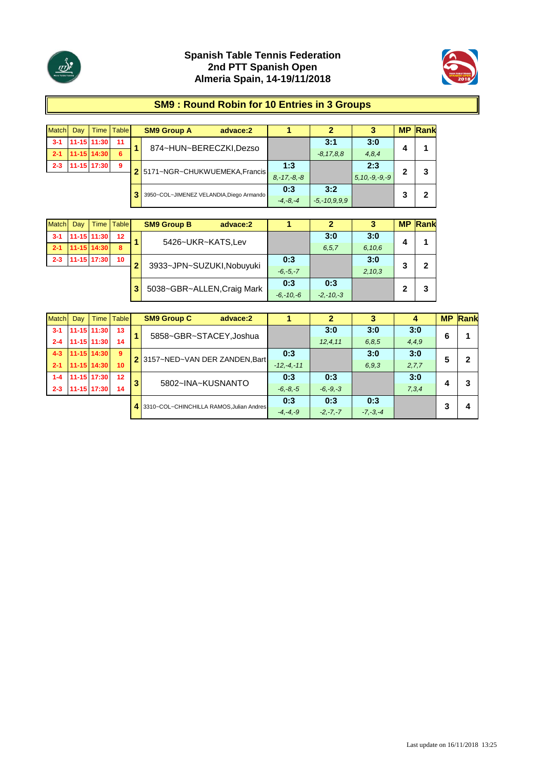# Spanish Table Tennis Federation
## 2nd PTT Spanish Open
## Almeria Spain, 14-19/11/2018

## SM9 : Round Robin for 10 Entries in 3 Groups

| Match | Day | Time | Table |
|---|---|---|---|
| 3-1 | 11-15 | 11:30 | 11 |
| 2-1 | 11-15 | 14:30 | 6 |
| 2-3 | 11-15 | 17:30 | 9 |

| | SM9 Group A advace:2 | 1 | 2 | 3 | MP | Rank |
|---|---|---|---|---|---|---|
| 1 | 874~HUN~BERECZKI,Dezso | | 3:1<br>*-8,17,8,8* | 3:0<br>*4,8,4* | 4 | 1 |
| 2 | 5171~NGR~CHUKWUEMEKA,Francis | 1:3<br>*8,-17,-8,-8* | | 2:3<br>*5,10,-9,-9,-9* | 2 | 3 |
| 3 | 3950~COL~JIMENEZ VELANDIA,Diego Armando | 0:3<br>*-4,-8,-4* | 3:2<br>*-5,-10,9,9,9* | | 3 | 2 |

| Match | Day | Time | Table |
|---|---|---|---|
| 3-1 | 11-15 | 11:30 | 12 |
| 2-1 | 11-15 | 14:30 | 8 |
| 2-3 | 11-15 | 17:30 | 10 |

| | SM9 Group B advace:2 | 1 | 2 | 3 | MP | Rank |
|---|---|---|---|---|---|---|
| 1 | 5426~UKR~KATS,Lev | | 3:0<br>*6,5,7* | 3:0<br>*6,10,6* | 4 | 1 |
| 2 | 3933~JPN~SUZUKI,Nobuyuki | 0:3<br>*-6,-5,-7* | | 3:0<br>*2,10,3* | 3 | 2 |
| 3 | 5038~GBR~ALLEN,Craig Mark | 0:3<br>*-6,-10,-6* | 0:3<br>*-2,-10,-3* | | 2 | 3 |

| Match | Day | Time | Table |
|---|---|---|---|
| 3-1 | 11-15 | 11:30 | 13 |
| 2-4 | 11-15 | 11:30 | 14 |
| 4-3 | 11-15 | 14:30 | 9 |
| 2-1 | 11-15 | 14:30 | 10 |
| 1-4 | 11-15 | 17:30 | 12 |
| 2-3 | 11-15 | 17:30 | 14 |

| | SM9 Group C advace:2 | 1 | 2 | 3 | 4 | MP | Rank |
|---|---|---|---|---|---|---|---|
| 1 | 5858~GBR~STACEY,Joshua | | 3:0<br>*12,4,11* | 3:0<br>*6,8,5* | 3:0<br>*4,4,9* | 6 | 1 |
| 2 | 3157~NED~VAN DER ZANDEN,Bart | 0:3<br>*-12,-4,-11* | | 3:0<br>*6,9,3* | 3:0<br>*2,7,7* | 5 | 2 |
| 3 | 5802~INA~KUSNANTO | 0:3<br>*-6,-8,-5* | 0:3<br>*-6,-9,-3* | | 3:0<br>*7,3,4* | 4 | 3 |
| 4 | 3310~COL~CHINCHILLA RAMOS,Julian Andres | 0:3<br>*-4,-4,-9* | 0:3<br>*-2,-7,-7* | 0:3<br>*-7,-3,-4* | | 3 | 4 |

Last update on 16/11/2018 13:25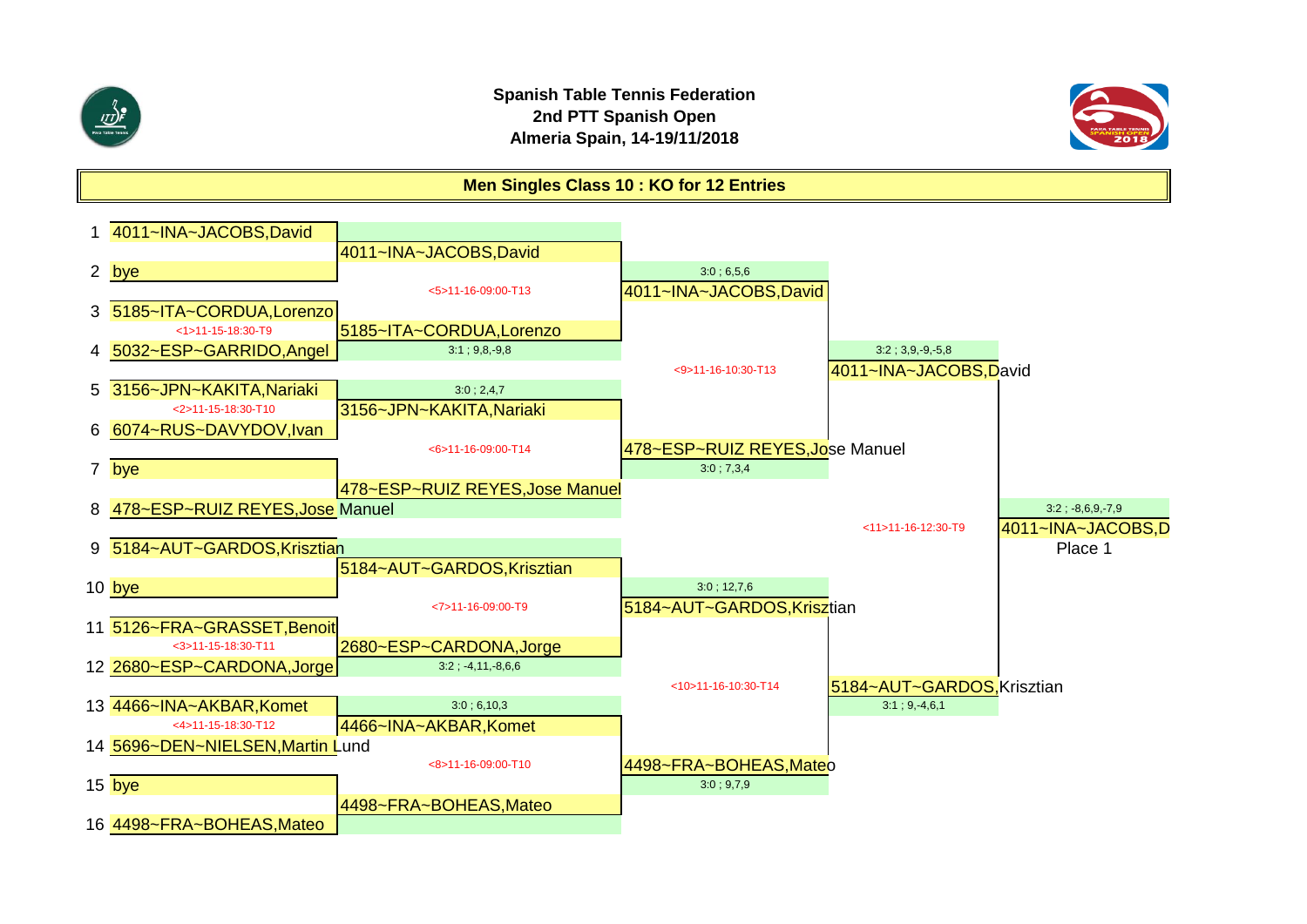**Spanish Table Tennis Federation**
**2nd PTT Spanish Open**
**Almeria Spain, 14-19/11/2018**

## Men Singles Class 10 : KO for 12 Entries

### Entries

| No. | Player |
|---|---|
| 1 | 4011~INA~JACOBS,David |
| 2 | bye |
| 3 | 5185~ITA~CORDUA,Lorenzo |
| 4 | 5032~ESP~GARRIDO,Angel |
| 5 | 3156~JPN~KAKITA,Nariaki |
| 6 | 6074~RUS~DAVYDOV,Ivan |
| 7 | bye |
| 8 | 478~ESP~RUIZ REYES,Jose Manuel |
| 9 | 5184~AUT~GARDOS,Krisztian |
| 10 | bye |
| 11 | 5126~FRA~GRASSET,Benoit |
| 12 | 2680~ESP~CARDONA,Jorge |
| 13 | 4466~INA~AKBAR,Komet |
| 14 | 5696~DEN~NIELSEN,Martin Lund |
| 15 | bye |
| 16 | 4498~FRA~BOHEAS,Mateo |

### Round 1

| Match | Schedule | Players | Winner | Score |
|---|---|---|---|---|
| | | 1 vs 2 (bye) | 4011~INA~JACOBS,David | |
| <1> | 11-15-18:30-T9 | 3 vs 4 | 5185~ITA~CORDUA,Lorenzo | 3:1 ; 9,8,-9,8 |
| <2> | 11-15-18:30-T10 | 5 vs 6 | 3156~JPN~KAKITA,Nariaki | 3:0 ; 2,4,7 |
| | | 7 (bye) vs 8 | 478~ESP~RUIZ REYES,Jose Manuel | |
| | | 9 vs 10 (bye) | 5184~AUT~GARDOS,Krisztian | |
| <3> | 11-15-18:30-T11 | 11 vs 12 | 2680~ESP~CARDONA,Jorge | 3:2 ; -4,11,-8,6,6 |
| <4> | 11-15-18:30-T12 | 13 vs 14 | 4466~INA~AKBAR,Komet | 3:0 ; 6,10,3 |
| | | 15 (bye) vs 16 | 4498~FRA~BOHEAS,Mateo | |

### Quarterfinals

| Match | Schedule | Winner | Score |
|---|---|---|---|
| <5> | 11-16-09:00-T13 | 4011~INA~JACOBS,David | 3:0 ; 6,5,6 |
| <6> | 11-16-09:00-T14 | 478~ESP~RUIZ REYES,Jose Manuel | 3:0 ; 7,3,4 |
| <7> | 11-16-09:00-T9 | 5184~AUT~GARDOS,Krisztian | 3:0 ; 12,7,6 |
| <8> | 11-16-09:00-T10 | 4498~FRA~BOHEAS,Mateo | 3:0 ; 9,7,9 |

### Semifinals

| Match | Schedule | Winner | Score |
|---|---|---|---|
| <9> | 11-16-10:30-T13 | 4011~INA~JACOBS,David | 3:2 ; 3,9,-9,-5,8 |
| <10> | 11-16-10:30-T14 | 5184~AUT~GARDOS,Krisztian | 3:1 ; 9,-4,6,1 |

### Final

| Match | Schedule | Winner | Score |
|---|---|---|---|
| <11> | 11-16-12:30-T9 | 4011~INA~JACOBS,D | 3:2 ; -8,6,9,-7,9 |

Place 1: 4011~INA~JACOBS,D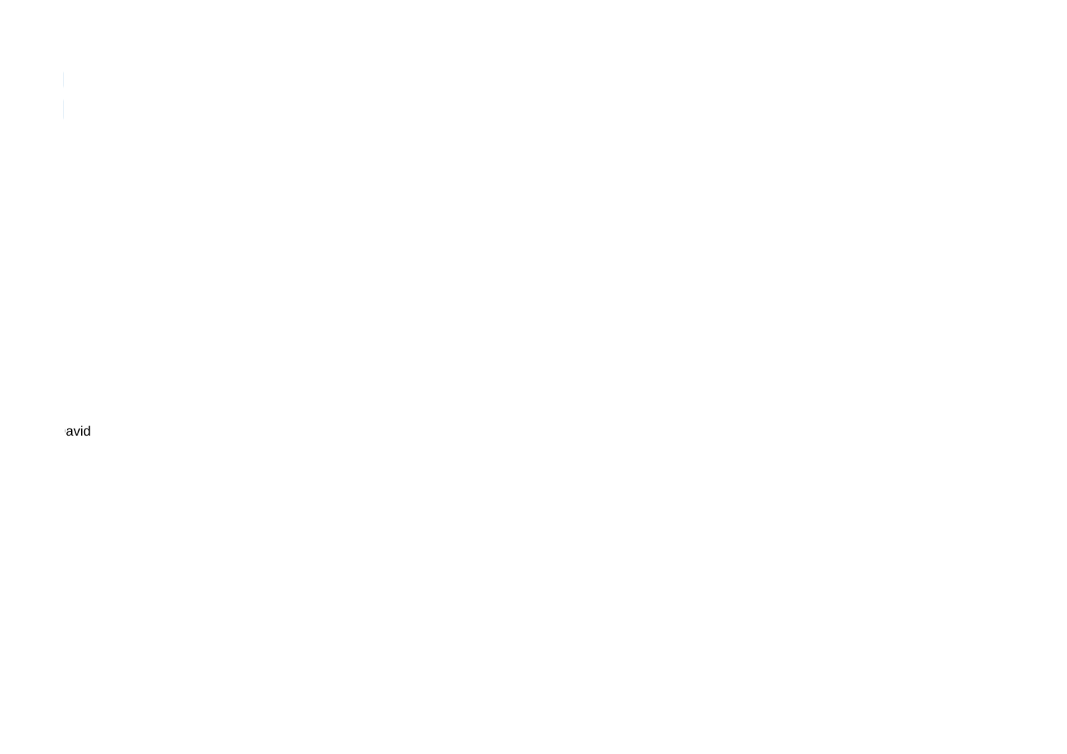avid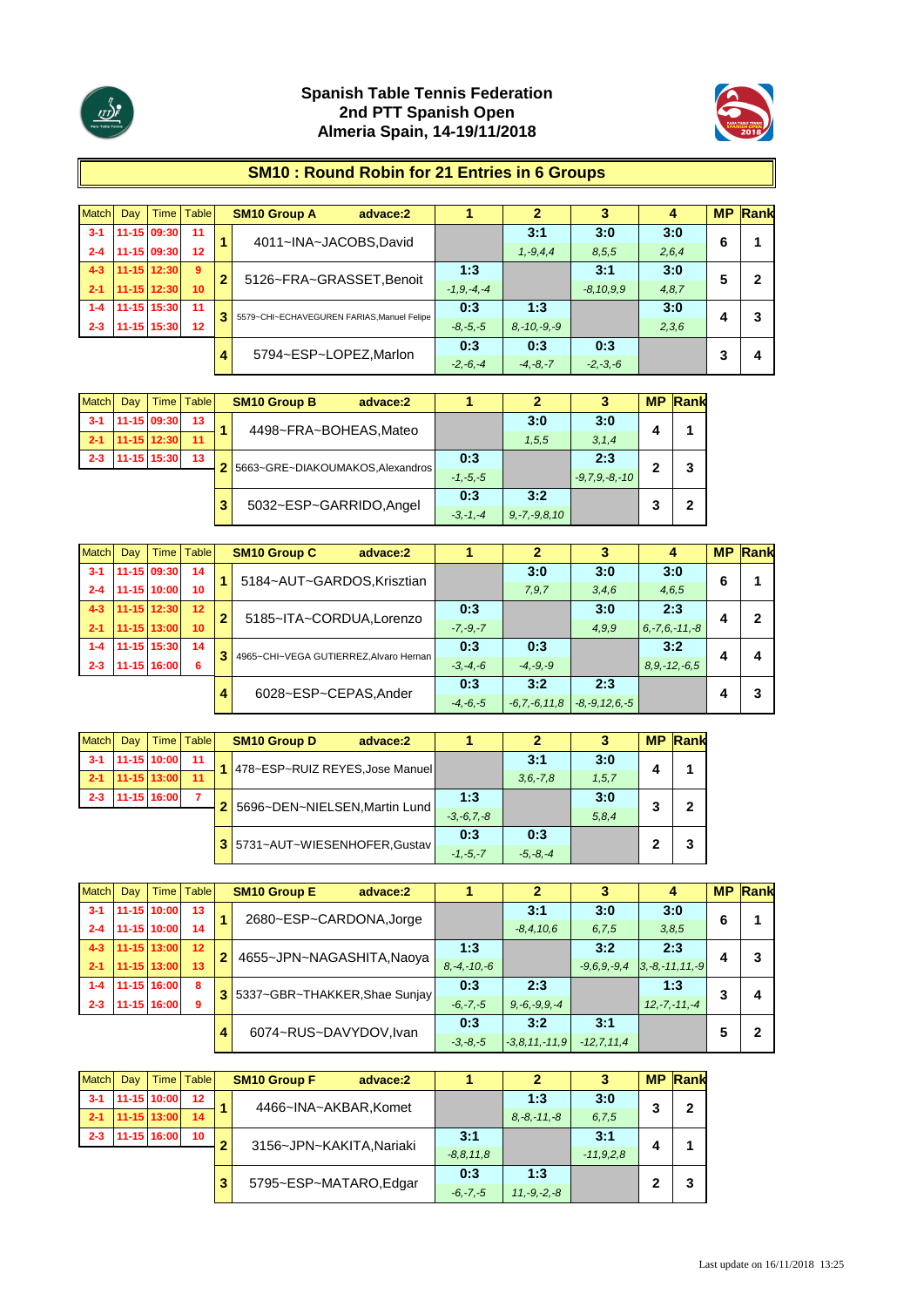**Spanish Table Tennis Federation**
**2nd PTT Spanish Open**
**Almeria Spain, 14-19/11/2018**

## SM10 : Round Robin for 21 Entries in 6 Groups

| Match | Day | Time | Table |
|---|---|---|---|
| 3-1 | 11-15 | 09:30 | 11 |
| 2-4 | 11-15 | 09:30 | 12 |
| 4-3 | 11-15 | 12:30 | 9 |
| 2-1 | 11-15 | 12:30 | 10 |
| 1-4 | 11-15 | 15:30 | 11 |
| 2-3 | 11-15 | 15:30 | 12 |

| | SM10 Group A advace:2 | 1 | 2 | 3 | 4 | MP | Rank |
|---|---|---|---|---|---|---|---|
| 1 | 4011~INA~JACOBS,David | | 3:1 1,-9,4,4 | 3:0 8,5,5 | 3:0 2,6,4 | 6 | 1 |
| 2 | 5126~FRA~GRASSET,Benoit | 1:3 -1,9,-4,-4 | | 3:1 -8,10,9,9 | 3:0 4,8,7 | 5 | 2 |
| 3 | 5579~CHI~ECHAVEGUREN FARIAS,Manuel Felipe | 0:3 -8,-5,-5 | 1:3 8,-10,-9,-9 | | 3:0 2,3,6 | 4 | 3 |
| 4 | 5794~ESP~LOPEZ,Marlon | 0:3 -2,-6,-4 | 0:3 -4,-8,-7 | 0:3 -2,-3,-6 | | 3 | 4 |

| Match | Day | Time | Table |
|---|---|---|---|
| 3-1 | 11-15 | 09:30 | 13 |
| 2-1 | 11-15 | 12:30 | 11 |
| 2-3 | 11-15 | 15:30 | 13 |

| | SM10 Group B advace:2 | 1 | 2 | 3 | MP | Rank |
|---|---|---|---|---|---|---|
| 1 | 4498~FRA~BOHEAS,Mateo | | 3:0 1,5,5 | 3:0 3,1,4 | 4 | 1 |
| 2 | 5663~GRE~DIAKOUMAKOS,Alexandros | 0:3 -1,-5,-5 | | 2:3 -9,7,9,-8,-10 | 2 | 3 |
| 3 | 5032~ESP~GARRIDO,Angel | 0:3 -3,-1,-4 | 3:2 9,-7,-9,8,10 | | 3 | 2 |

| Match | Day | Time | Table |
|---|---|---|---|
| 3-1 | 11-15 | 09:30 | 14 |
| 2-4 | 11-15 | 10:00 | 10 |
| 4-3 | 11-15 | 12:30 | 12 |
| 2-1 | 11-15 | 13:00 | 10 |
| 1-4 | 11-15 | 15:30 | 14 |
| 2-3 | 11-15 | 16:00 | 6 |

| | SM10 Group C advace:2 | 1 | 2 | 3 | 4 | MP | Rank |
|---|---|---|---|---|---|---|---|
| 1 | 5184~AUT~GARDOS,Krisztian | | 3:0 7,9,7 | 3:0 3,4,6 | 3:0 4,6,5 | 6 | 1 |
| 2 | 5185~ITA~CORDUA,Lorenzo | 0:3 -7,-9,-7 | | 3:0 4,9,9 | 2:3 6,-7,6,-11,-8 | 4 | 2 |
| 3 | 4965~CHI~VEGA GUTIERREZ,Alvaro Hernan | 0:3 -3,-4,-6 | 0:3 -4,-9,-9 | | 3:2 8,9,-12,-6,5 | 4 | 4 |
| 4 | 6028~ESP~CEPAS,Ander | 0:3 -4,-6,-5 | 3:2 -6,7,-6,11,8 | 2:3 -8,-9,12,6,-5 | | 4 | 3 |

| Match | Day | Time | Table |
|---|---|---|---|
| 3-1 | 11-15 | 10:00 | 11 |
| 2-1 | 11-15 | 13:00 | 11 |
| 2-3 | 11-15 | 16:00 | 7 |

| | SM10 Group D advace:2 | 1 | 2 | 3 | MP | Rank |
|---|---|---|---|---|---|---|
| 1 | 478~ESP~RUIZ REYES,Jose Manuel | | 3:1 3,6,-7,8 | 3:0 1,5,7 | 4 | 1 |
| 2 | 5696~DEN~NIELSEN,Martin Lund | 1:3 -3,-6,7,-8 | | 3:0 5,8,4 | 3 | 2 |
| 3 | 5731~AUT~WIESENHOFER,Gustav | 0:3 -1,-5,-7 | 0:3 -5,-8,-4 | | 2 | 3 |

| Match | Day | Time | Table |
|---|---|---|---|
| 3-1 | 11-15 | 10:00 | 13 |
| 2-4 | 11-15 | 10:00 | 14 |
| 4-3 | 11-15 | 13:00 | 12 |
| 2-1 | 11-15 | 13:00 | 13 |
| 1-4 | 11-15 | 16:00 | 8 |
| 2-3 | 11-15 | 16:00 | 9 |

| | SM10 Group E advace:2 | 1 | 2 | 3 | 4 | MP | Rank |
|---|---|---|---|---|---|---|---|
| 1 | 2680~ESP~CARDONA,Jorge | | 3:1 -8,4,10,6 | 3:0 6,7,5 | 3:0 3,8,5 | 6 | 1 |
| 2 | 4655~JPN~NAGASHITA,Naoya | 1:3 8,-4,-10,-6 | | 3:2 -9,6,9,-9,4 | 2:3 3,-8,-11,11,-9 | 4 | 3 |
| 3 | 5337~GBR~THAKKER,Shae Sunjay | 0:3 -6,-7,-5 | 2:3 9,-6,-9,9,-4 | | 1:3 12,-7,-11,-4 | 3 | 4 |
| 4 | 6074~RUS~DAVYDOV,Ivan | 0:3 -3,-8,-5 | 3:2 -3,8,11,-11,9 | 3:1 -12,7,11,4 | | 5 | 2 |

| Match | Day | Time | Table |
|---|---|---|---|
| 3-1 | 11-15 | 10:00 | 12 |
| 2-1 | 11-15 | 13:00 | 14 |
| 2-3 | 11-15 | 16:00 | 10 |

| | SM10 Group F advace:2 | 1 | 2 | 3 | MP | Rank |
|---|---|---|---|---|---|---|
| 1 | 4466~INA~AKBAR,Komet | | 1:3 8,-8,-11,-8 | 3:0 6,7,5 | 3 | 2 |
| 2 | 3156~JPN~KAKITA,Nariaki | 3:1 -8,8,11,8 | | 3:1 -11,9,2,8 | 4 | 1 |
| 3 | 5795~ESP~MATARO,Edgar | 0:3 -6,-7,-5 | 1:3 11,-9,-2,-8 | | 2 | 3 |

Last update on 16/11/2018 13:25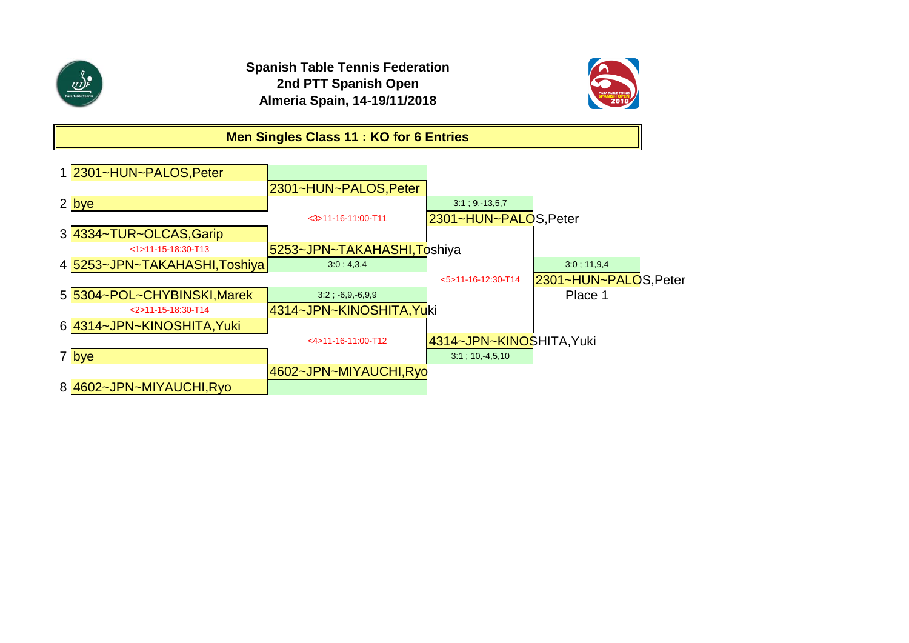**Spanish Table Tennis Federation**
**2nd PTT Spanish Open**
**Almeria Spain, 14-19/11/2018**

## Men Singles Class 11 : KO for 6 Entries

| # | Round 1 | Semifinal | Final | Winner |
|---|---|---|---|---|
| 1 | 2301~HUN~PALOS,Peter | | | |
| | | 2301~HUN~PALOS,Peter | | |
| 2 | bye | | 3:1 ; 9,-13,5,7 | |
| | | <3>11-16-11:00-T11 | 2301~HUN~PALOS,Peter | |
| 3 | 4334~TUR~OLCAS,Garip | | | |
| | <1>11-15-18:30-T13 | 5253~JPN~TAKAHASHI,Toshiya | | |
| 4 | 5253~JPN~TAKAHASHI,Toshiya | 3:0 ; 4,3,4 | | 3:0 ; 11,9,4 |
| | | | <5>11-16-12:30-T14 | 2301~HUN~PALOS,Peter |
| | | | | Place 1 |
| 5 | 5304~POL~CHYBINSKI,Marek | 3:2 ; -6,9,-6,9,9 | | |
| | <2>11-15-18:30-T14 | 4314~JPN~KINOSHITA,Yuki | | |
| 6 | 4314~JPN~KINOSHITA,Yuki | | | |
| | | <4>11-16-11:00-T12 | 4314~JPN~KINOSHITA,Yuki | |
| 7 | bye | | 3:1 ; 10,-4,5,10 | |
| | | 4602~JPN~MIYAUCHI,Ryo | | |
| 8 | 4602~JPN~MIYAUCHI,Ryo | | | |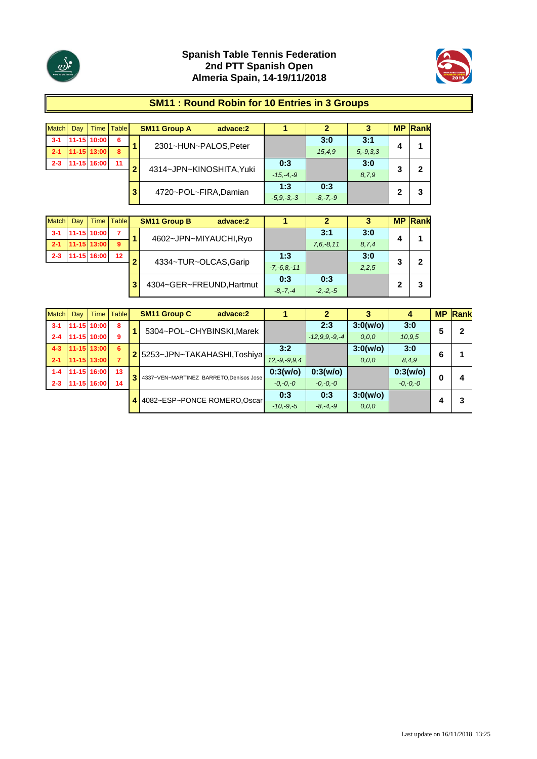**Spanish Table Tennis Federation**
**2nd PTT Spanish Open**
**Almeria Spain, 14-19/11/2018**

## SM11 : Round Robin for 10 Entries in 3 Groups

| Match | Day | Time | Table |
|---|---|---|---|
| 3-1 | 11-15 | 10:00 | 6 |
| 2-1 | 11-15 | 13:00 | 8 |
| 2-3 | 11-15 | 16:00 | 11 |

| | SM11 Group A advace:2 | 1 | 2 | 3 | MP | Rank |
|---|---|---|---|---|---|---|
| 1 | 2301~HUN~PALOS,Peter | | 3:0 *15,4,9* | 3:1 *5,-9,3,3* | 4 | 1 |
| 2 | 4314~JPN~KINOSHITA,Yuki | 0:3 *-15,-4,-9* | | 3:0 *8,7,9* | 3 | 2 |
| 3 | 4720~POL~FIRA,Damian | 1:3 *-5,9,-3,-3* | 0:3 *-8,-7,-9* | | 2 | 3 |

| Match | Day | Time | Table |
|---|---|---|---|
| 3-1 | 11-15 | 10:00 | 7 |
| 2-1 | 11-15 | 13:00 | 9 |
| 2-3 | 11-15 | 16:00 | 12 |

| | SM11 Group B advace:2 | 1 | 2 | 3 | MP | Rank |
|---|---|---|---|---|---|---|
| 1 | 4602~JPN~MIYAUCHI,Ryo | | 3:1 *7,6,-8,11* | 3:0 *8,7,4* | 4 | 1 |
| 2 | 4334~TUR~OLCAS,Garip | 1:3 *-7,-6,8,-11* | | 3:0 *2,2,5* | 3 | 2 |
| 3 | 4304~GER~FREUND,Hartmut | 0:3 *-8,-7,-4* | 0:3 *-2,-2,-5* | | 2 | 3 |

| Match | Day | Time | Table |
|---|---|---|---|
| 3-1 | 11-15 | 10:00 | 8 |
| 2-4 | 11-15 | 10:00 | 9 |
| 4-3 | 11-15 | 13:00 | 6 |
| 2-1 | 11-15 | 13:00 | 7 |
| 1-4 | 11-15 | 16:00 | 13 |
| 2-3 | 11-15 | 16:00 | 14 |

| | SM11 Group C advace:2 | 1 | 2 | 3 | 4 | MP | Rank |
|---|---|---|---|---|---|---|---|
| 1 | 5304~POL~CHYBINSKI,Marek | | 2:3 *-12,9,9,-9,-4* | 3:0(w/o) *0,0,0* | 3:0 *10,9,5* | 5 | 2 |
| 2 | 5253~JPN~TAKAHASHI,Toshiya | 3:2 *12,-9,-9,9,4* | | 3:0(w/o) *0,0,0* | 3:0 *8,4,9* | 6 | 1 |
| 3 | 4337~VEN~MARTINEZ BARRETO,Denisos Jose | 0:3(w/o) *-0,-0,-0* | 0:3(w/o) *-0,-0,-0* | | 0:3(w/o) *-0,-0,-0* | 0 | 4 |
| 4 | 4082~ESP~PONCE ROMERO,Oscar | 0:3 *-10,-9,-5* | 0:3 *-8,-4,-9* | 3:0(w/o) *0,0,0* | | 4 | 3 |

Last update on 16/11/2018 13:25